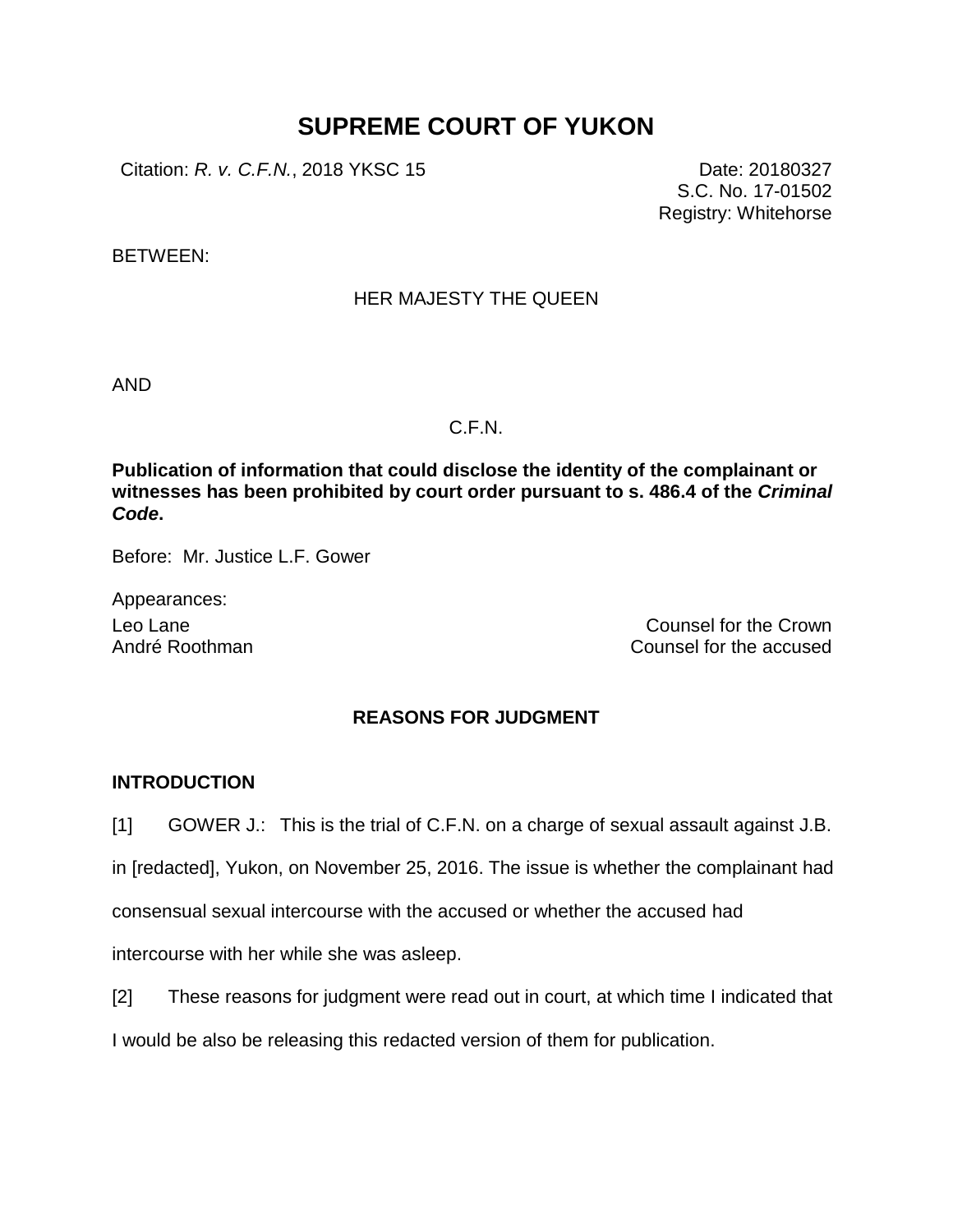# SUPREME COURT OF YUKON

Citation: *R. v. C.F.N.*, 2018 YKSC 15

Date: 20180327
S.C. No. 17-01502
Registry: Whitehorse

BETWEEN:

HER MAJESTY THE QUEEN

AND

C.F.N.

**Publication of information that could disclose the identity of the complainant or witnesses has been prohibited by court order pursuant to s. 486.4 of the *Criminal Code*.**

Before: Mr. Justice L.F. Gower

Appearances:

Leo Lane — Counsel for the Crown
André Roothman — Counsel for the accused

## REASONS FOR JUDGMENT

### INTRODUCTION

[1] GOWER J.: This is the trial of C.F.N. on a charge of sexual assault against J.B. in [redacted], Yukon, on November 25, 2016. The issue is whether the complainant had consensual sexual intercourse with the accused or whether the accused had intercourse with her while she was asleep.

[2] These reasons for judgment were read out in court, at which time I indicated that I would be also be releasing this redacted version of them for publication.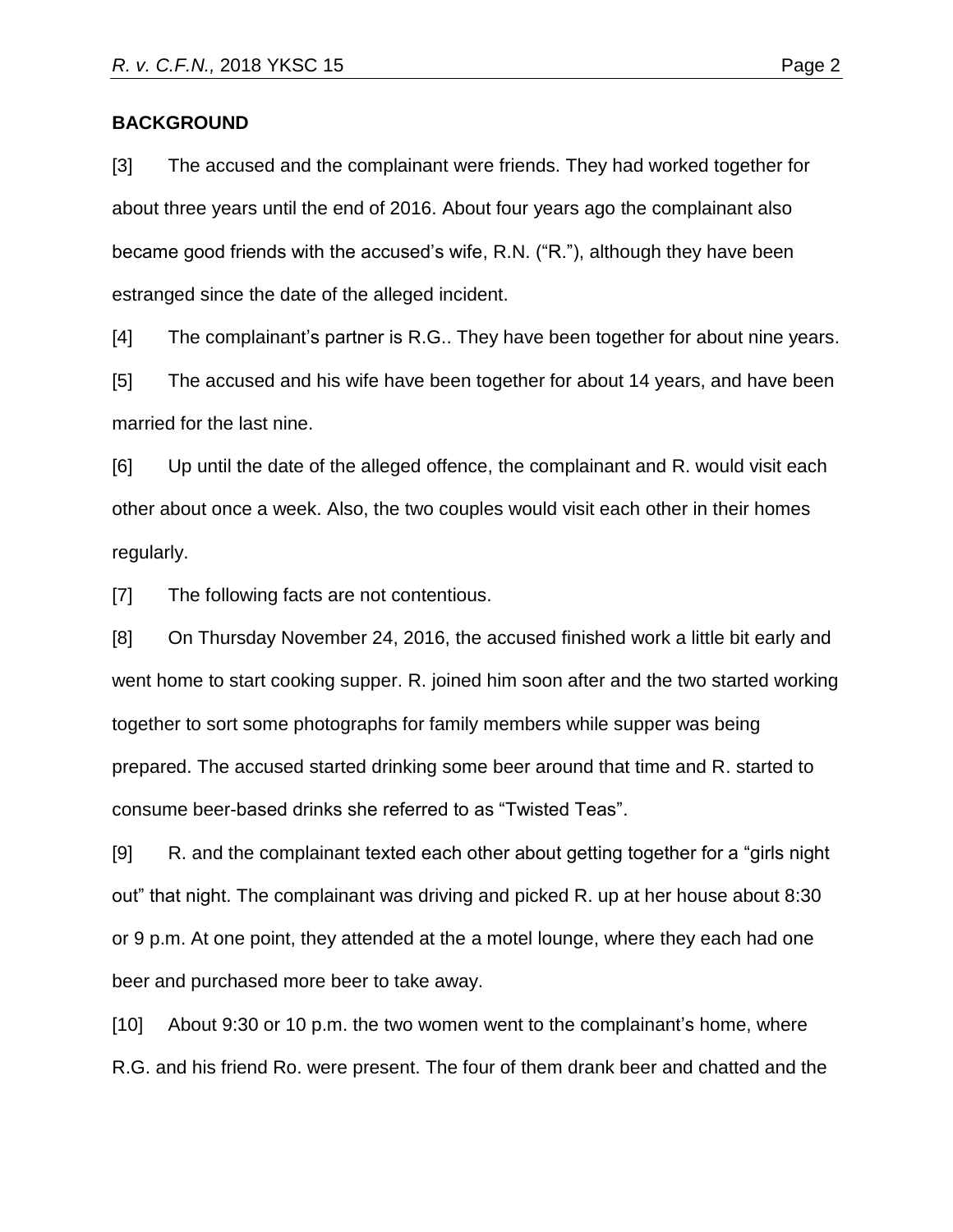**BACKGROUND**

[3] The accused and the complainant were friends. They had worked together for about three years until the end of 2016. About four years ago the complainant also became good friends with the accused's wife, R.N. ("R."), although they have been estranged since the date of the alleged incident.

[4] The complainant's partner is R.G.. They have been together for about nine years.

[5] The accused and his wife have been together for about 14 years, and have been married for the last nine.

[6] Up until the date of the alleged offence, the complainant and R. would visit each other about once a week. Also, the two couples would visit each other in their homes regularly.

[7] The following facts are not contentious.

[8] On Thursday November 24, 2016, the accused finished work a little bit early and went home to start cooking supper. R. joined him soon after and the two started working together to sort some photographs for family members while supper was being prepared. The accused started drinking some beer around that time and R. started to consume beer-based drinks she referred to as "Twisted Teas".

[9] R. and the complainant texted each other about getting together for a "girls night out" that night. The complainant was driving and picked R. up at her house about 8:30 or 9 p.m. At one point, they attended at the a motel lounge, where they each had one beer and purchased more beer to take away.

[10] About 9:30 or 10 p.m. the two women went to the complainant's home, where R.G. and his friend Ro. were present. The four of them drank beer and chatted and the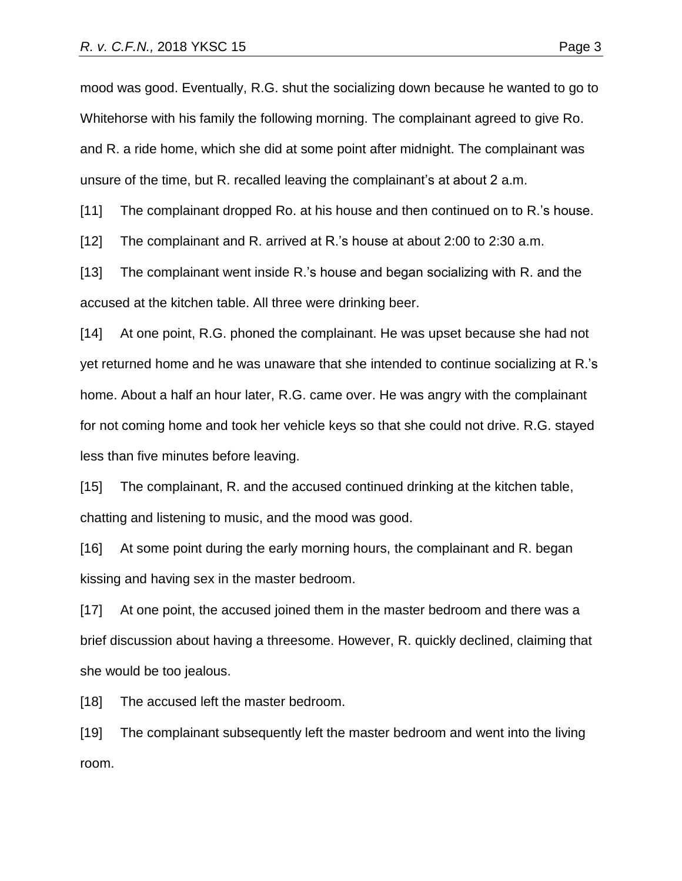mood was good. Eventually, R.G. shut the socializing down because he wanted to go to Whitehorse with his family the following morning. The complainant agreed to give Ro. and R. a ride home, which she did at some point after midnight. The complainant was unsure of the time, but R. recalled leaving the complainant's at about 2 a.m.

[11] The complainant dropped Ro. at his house and then continued on to R.'s house.

[12] The complainant and R. arrived at R.'s house at about 2:00 to 2:30 a.m.

[13] The complainant went inside R.'s house and began socializing with R. and the accused at the kitchen table. All three were drinking beer.

[14] At one point, R.G. phoned the complainant. He was upset because she had not yet returned home and he was unaware that she intended to continue socializing at R.'s home. About a half an hour later, R.G. came over. He was angry with the complainant for not coming home and took her vehicle keys so that she could not drive. R.G. stayed less than five minutes before leaving.

[15] The complainant, R. and the accused continued drinking at the kitchen table, chatting and listening to music, and the mood was good.

[16] At some point during the early morning hours, the complainant and R. began kissing and having sex in the master bedroom.

[17] At one point, the accused joined them in the master bedroom and there was a brief discussion about having a threesome. However, R. quickly declined, claiming that she would be too jealous.

[18] The accused left the master bedroom.

[19] The complainant subsequently left the master bedroom and went into the living room.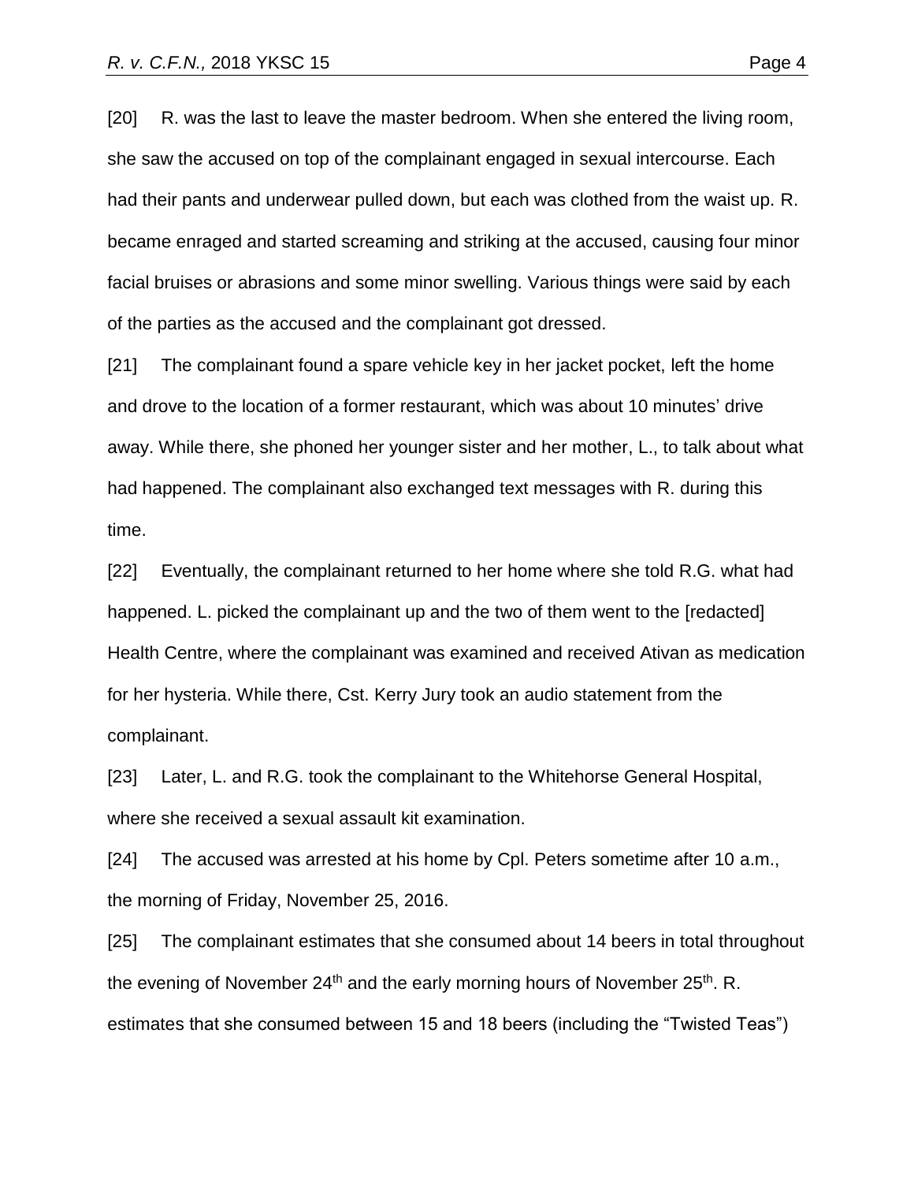[20] R. was the last to leave the master bedroom. When she entered the living room, she saw the accused on top of the complainant engaged in sexual intercourse. Each had their pants and underwear pulled down, but each was clothed from the waist up. R. became enraged and started screaming and striking at the accused, causing four minor facial bruises or abrasions and some minor swelling. Various things were said by each of the parties as the accused and the complainant got dressed.

[21] The complainant found a spare vehicle key in her jacket pocket, left the home and drove to the location of a former restaurant, which was about 10 minutes' drive away. While there, she phoned her younger sister and her mother, L., to talk about what had happened. The complainant also exchanged text messages with R. during this time.

[22] Eventually, the complainant returned to her home where she told R.G. what had happened. L. picked the complainant up and the two of them went to the [redacted] Health Centre, where the complainant was examined and received Ativan as medication for her hysteria. While there, Cst. Kerry Jury took an audio statement from the complainant.

[23] Later, L. and R.G. took the complainant to the Whitehorse General Hospital, where she received a sexual assault kit examination.

[24] The accused was arrested at his home by Cpl. Peters sometime after 10 a.m., the morning of Friday, November 25, 2016.

[25] The complainant estimates that she consumed about 14 beers in total throughout the evening of November 24th and the early morning hours of November 25th. R. estimates that she consumed between 15 and 18 beers (including the "Twisted Teas")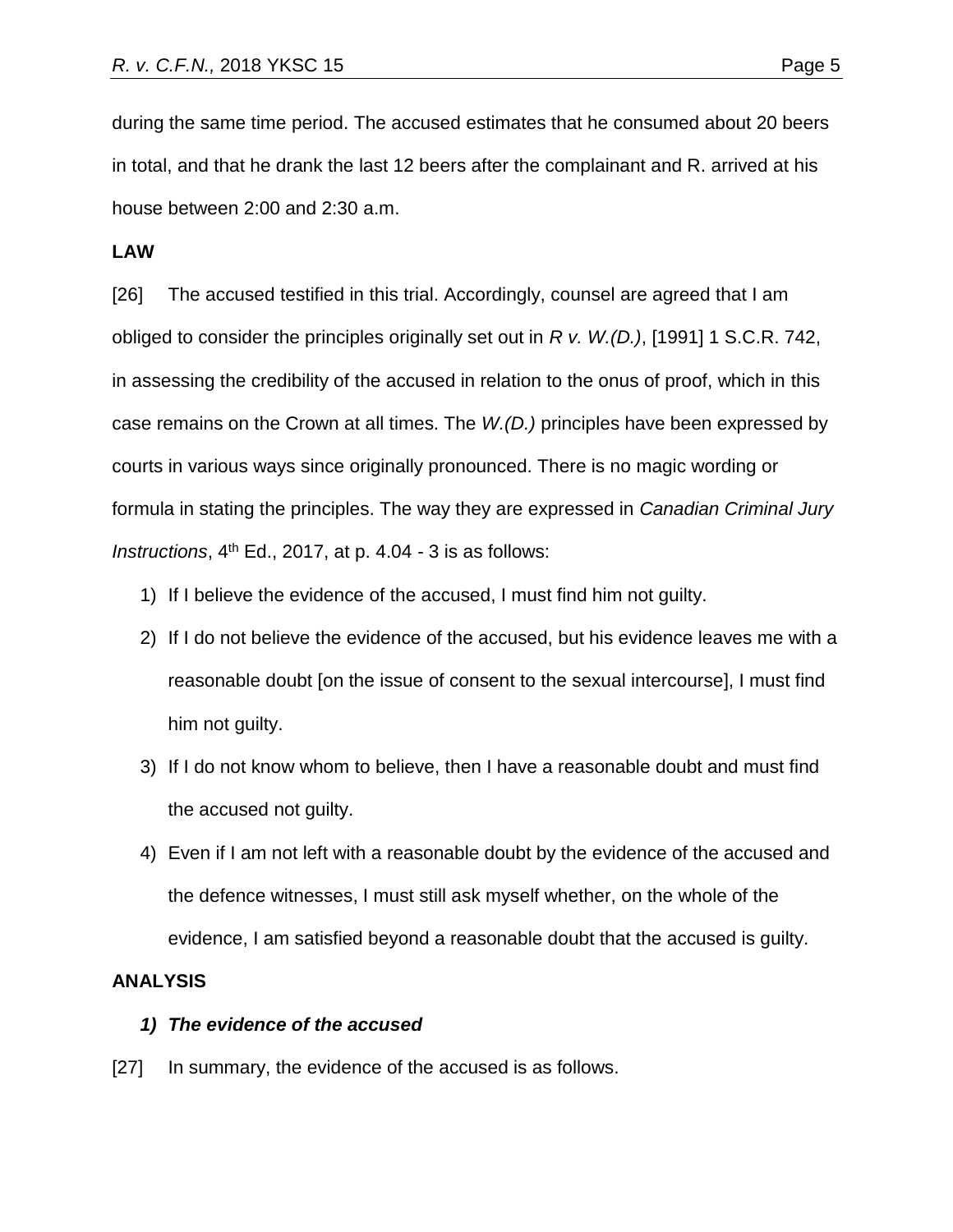during the same time period. The accused estimates that he consumed about 20 beers in total, and that he drank the last 12 beers after the complainant and R. arrived at his house between 2:00 and 2:30 a.m.

**LAW**

[26] The accused testified in this trial. Accordingly, counsel are agreed that I am obliged to consider the principles originally set out in *R v. W.(D.)*, [1991] 1 S.C.R. 742, in assessing the credibility of the accused in relation to the onus of proof, which in this case remains on the Crown at all times. The *W.(D.)* principles have been expressed by courts in various ways since originally pronounced. There is no magic wording or formula in stating the principles. The way they are expressed in *Canadian Criminal Jury Instructions*, 4th Ed., 2017, at p. 4.04 - 3 is as follows:

1) If I believe the evidence of the accused, I must find him not guilty.
2) If I do not believe the evidence of the accused, but his evidence leaves me with a reasonable doubt [on the issue of consent to the sexual intercourse], I must find him not guilty.
3) If I do not know whom to believe, then I have a reasonable doubt and must find the accused not guilty.
4) Even if I am not left with a reasonable doubt by the evidence of the accused and the defence witnesses, I must still ask myself whether, on the whole of the evidence, I am satisfied beyond a reasonable doubt that the accused is guilty.

**ANALYSIS**

***1) The evidence of the accused***

[27] In summary, the evidence of the accused is as follows.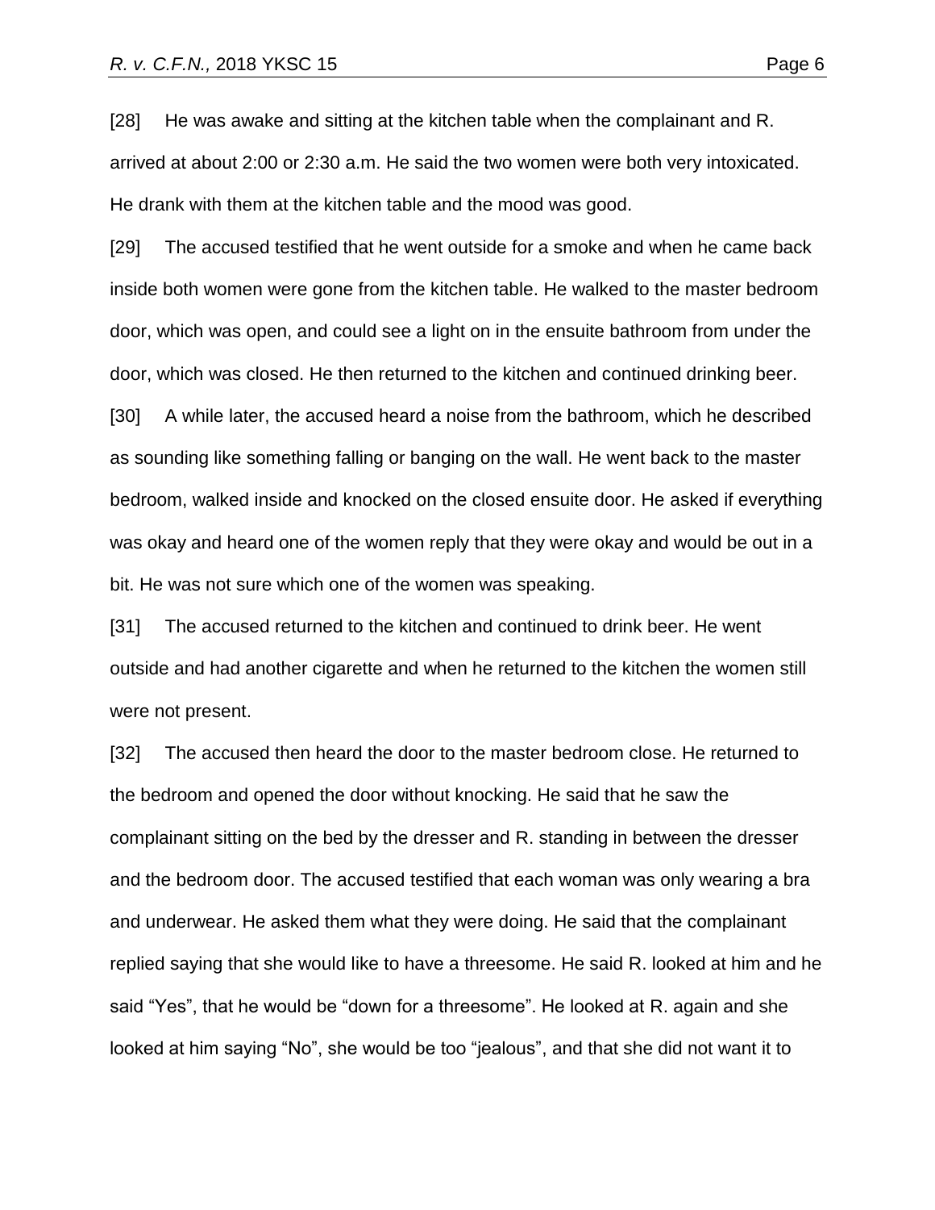[28] He was awake and sitting at the kitchen table when the complainant and R. arrived at about 2:00 or 2:30 a.m. He said the two women were both very intoxicated. He drank with them at the kitchen table and the mood was good.

[29] The accused testified that he went outside for a smoke and when he came back inside both women were gone from the kitchen table. He walked to the master bedroom door, which was open, and could see a light on in the ensuite bathroom from under the door, which was closed. He then returned to the kitchen and continued drinking beer.

[30] A while later, the accused heard a noise from the bathroom, which he described as sounding like something falling or banging on the wall. He went back to the master bedroom, walked inside and knocked on the closed ensuite door. He asked if everything was okay and heard one of the women reply that they were okay and would be out in a bit. He was not sure which one of the women was speaking.

[31] The accused returned to the kitchen and continued to drink beer. He went outside and had another cigarette and when he returned to the kitchen the women still were not present.

[32] The accused then heard the door to the master bedroom close. He returned to the bedroom and opened the door without knocking. He said that he saw the complainant sitting on the bed by the dresser and R. standing in between the dresser and the bedroom door. The accused testified that each woman was only wearing a bra and underwear. He asked them what they were doing. He said that the complainant replied saying that she would like to have a threesome. He said R. looked at him and he said "Yes", that he would be "down for a threesome". He looked at R. again and she looked at him saying "No", she would be too "jealous", and that she did not want it to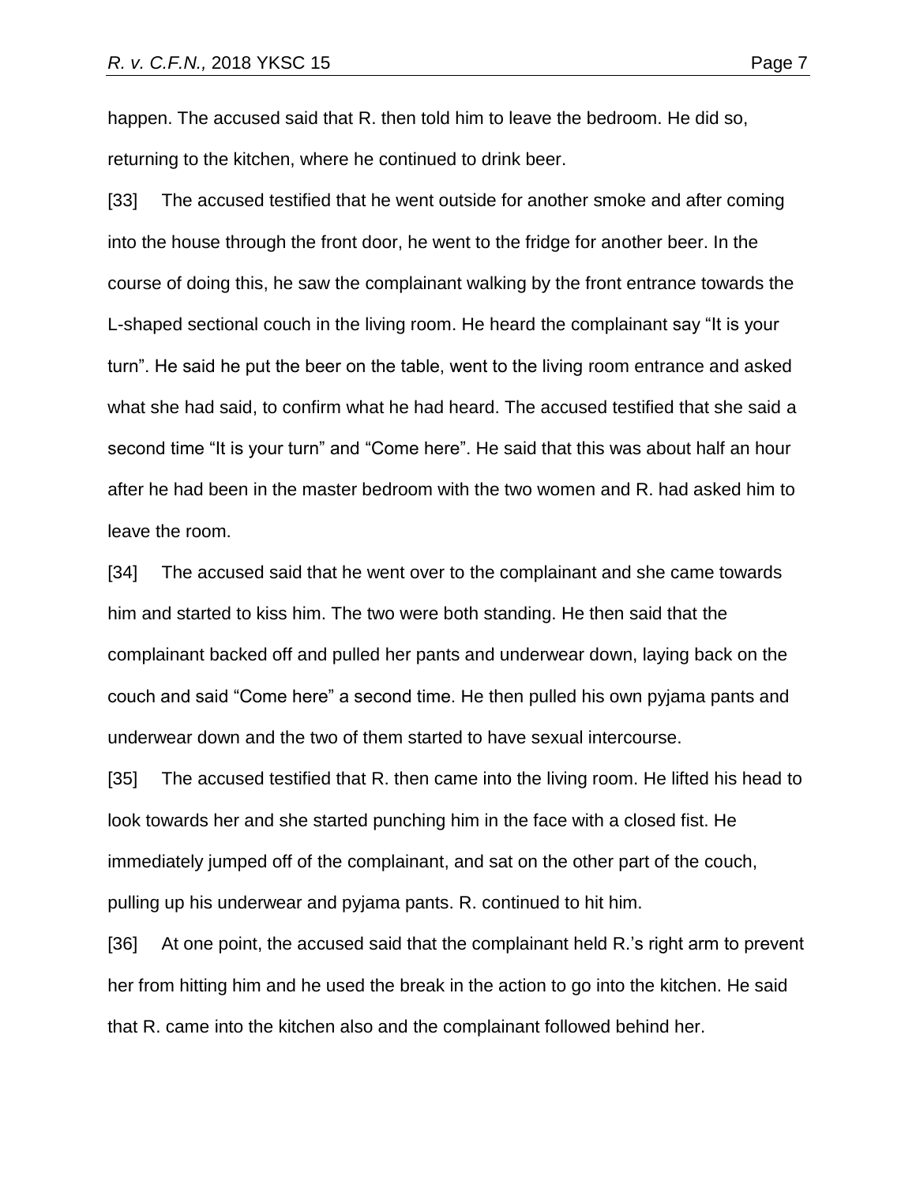happen. The accused said that R. then told him to leave the bedroom. He did so, returning to the kitchen, where he continued to drink beer.

[33] The accused testified that he went outside for another smoke and after coming into the house through the front door, he went to the fridge for another beer. In the course of doing this, he saw the complainant walking by the front entrance towards the L-shaped sectional couch in the living room. He heard the complainant say "It is your turn". He said he put the beer on the table, went to the living room entrance and asked what she had said, to confirm what he had heard. The accused testified that she said a second time "It is your turn" and "Come here". He said that this was about half an hour after he had been in the master bedroom with the two women and R. had asked him to leave the room.

[34] The accused said that he went over to the complainant and she came towards him and started to kiss him. The two were both standing. He then said that the complainant backed off and pulled her pants and underwear down, laying back on the couch and said "Come here" a second time. He then pulled his own pyjama pants and underwear down and the two of them started to have sexual intercourse.

[35] The accused testified that R. then came into the living room. He lifted his head to look towards her and she started punching him in the face with a closed fist. He immediately jumped off of the complainant, and sat on the other part of the couch, pulling up his underwear and pyjama pants. R. continued to hit him.

[36] At one point, the accused said that the complainant held R.'s right arm to prevent her from hitting him and he used the break in the action to go into the kitchen. He said that R. came into the kitchen also and the complainant followed behind her.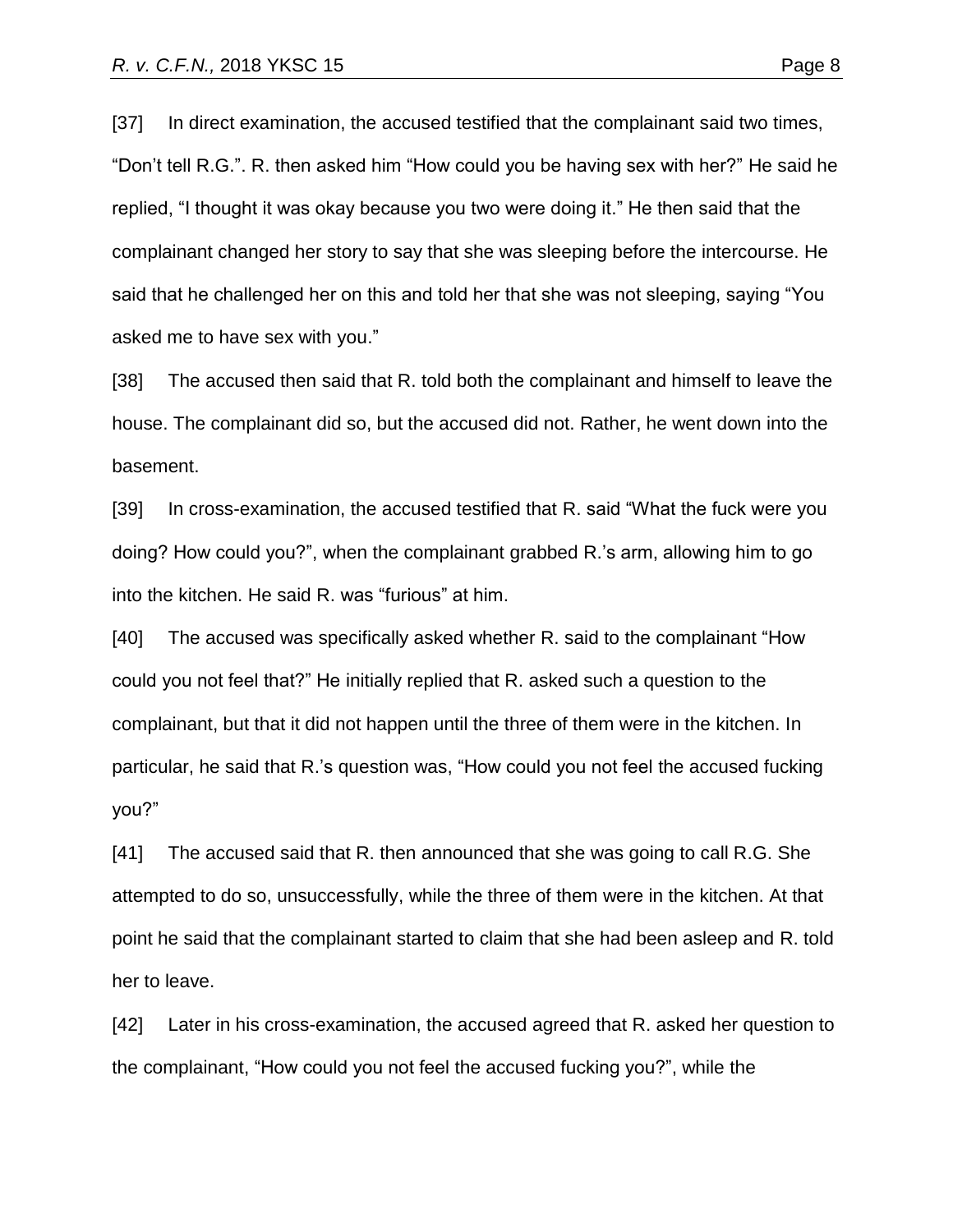[37] In direct examination, the accused testified that the complainant said two times, “Don’t tell R.G.”. R. then asked him “How could you be having sex with her?” He said he replied, “I thought it was okay because you two were doing it.” He then said that the complainant changed her story to say that she was sleeping before the intercourse. He said that he challenged her on this and told her that she was not sleeping, saying “You asked me to have sex with you.”

[38] The accused then said that R. told both the complainant and himself to leave the house. The complainant did so, but the accused did not. Rather, he went down into the basement.

[39] In cross-examination, the accused testified that R. said “What the fuck were you doing? How could you?”, when the complainant grabbed R.’s arm, allowing him to go into the kitchen. He said R. was “furious” at him.

[40] The accused was specifically asked whether R. said to the complainant “How could you not feel that?” He initially replied that R. asked such a question to the complainant, but that it did not happen until the three of them were in the kitchen. In particular, he said that R.’s question was, “How could you not feel the accused fucking you?”

[41] The accused said that R. then announced that she was going to call R.G. She attempted to do so, unsuccessfully, while the three of them were in the kitchen. At that point he said that the complainant started to claim that she had been asleep and R. told her to leave.

[42] Later in his cross-examination, the accused agreed that R. asked her question to the complainant, “How could you not feel the accused fucking you?”, while the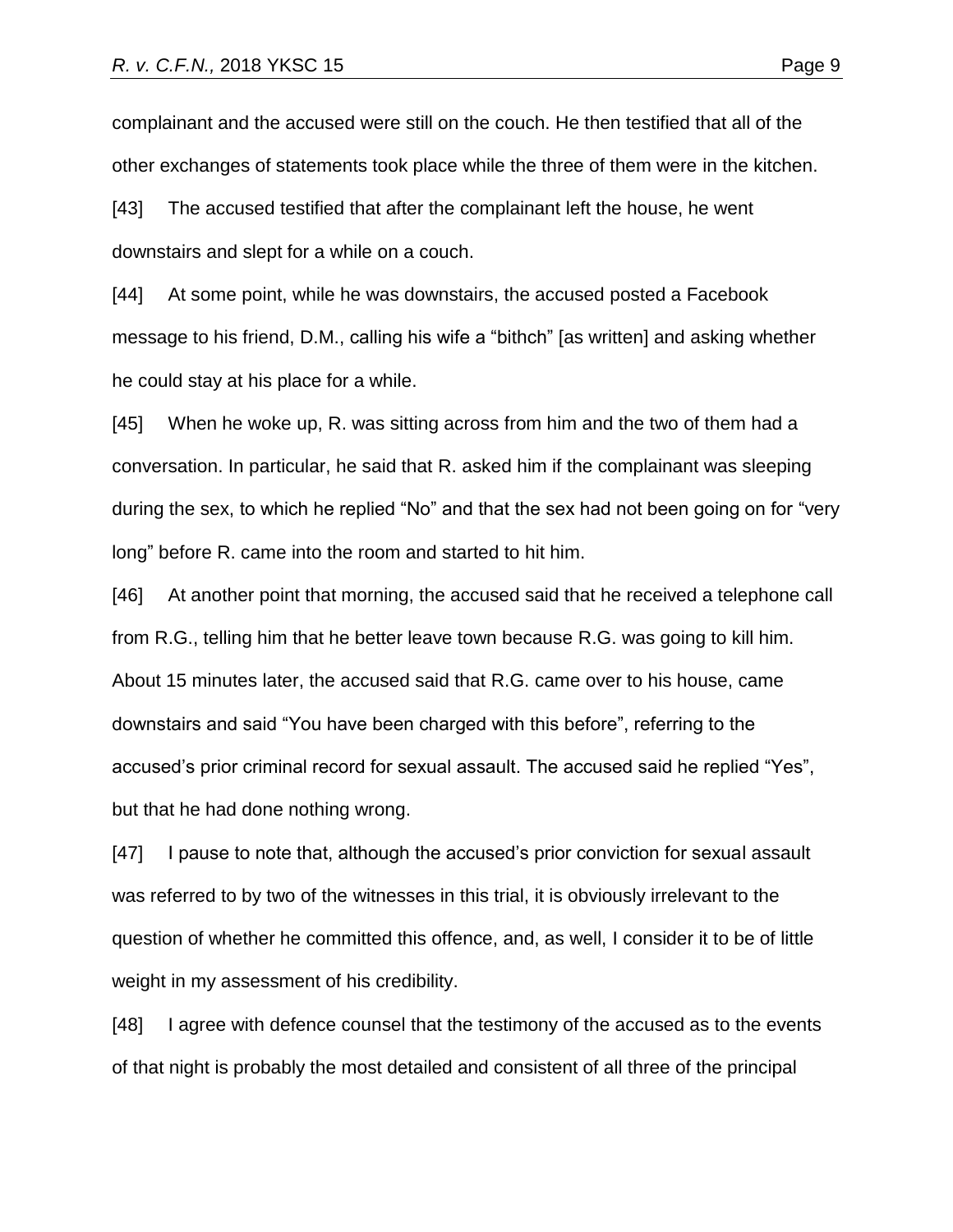complainant and the accused were still on the couch. He then testified that all of the other exchanges of statements took place while the three of them were in the kitchen.

[43] The accused testified that after the complainant left the house, he went downstairs and slept for a while on a couch.

[44] At some point, while he was downstairs, the accused posted a Facebook message to his friend, D.M., calling his wife a "bithch" [as written] and asking whether he could stay at his place for a while.

[45] When he woke up, R. was sitting across from him and the two of them had a conversation. In particular, he said that R. asked him if the complainant was sleeping during the sex, to which he replied "No" and that the sex had not been going on for "very long" before R. came into the room and started to hit him.

[46] At another point that morning, the accused said that he received a telephone call from R.G., telling him that he better leave town because R.G. was going to kill him. About 15 minutes later, the accused said that R.G. came over to his house, came downstairs and said "You have been charged with this before", referring to the accused's prior criminal record for sexual assault. The accused said he replied "Yes", but that he had done nothing wrong.

[47] I pause to note that, although the accused's prior conviction for sexual assault was referred to by two of the witnesses in this trial, it is obviously irrelevant to the question of whether he committed this offence, and, as well, I consider it to be of little weight in my assessment of his credibility.

[48] I agree with defence counsel that the testimony of the accused as to the events of that night is probably the most detailed and consistent of all three of the principal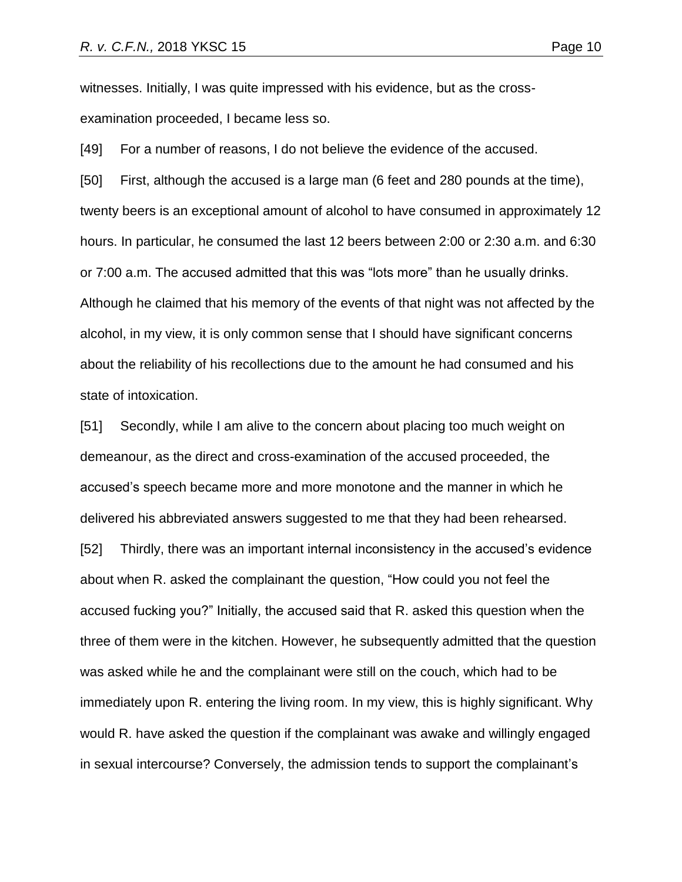witnesses. Initially, I was quite impressed with his evidence, but as the cross-examination proceeded, I became less so.

[49] For a number of reasons, I do not believe the evidence of the accused.

[50] First, although the accused is a large man (6 feet and 280 pounds at the time), twenty beers is an exceptional amount of alcohol to have consumed in approximately 12 hours. In particular, he consumed the last 12 beers between 2:00 or 2:30 a.m. and 6:30 or 7:00 a.m. The accused admitted that this was "lots more" than he usually drinks. Although he claimed that his memory of the events of that night was not affected by the alcohol, in my view, it is only common sense that I should have significant concerns about the reliability of his recollections due to the amount he had consumed and his state of intoxication.

[51] Secondly, while I am alive to the concern about placing too much weight on demeanour, as the direct and cross-examination of the accused proceeded, the accused's speech became more and more monotone and the manner in which he delivered his abbreviated answers suggested to me that they had been rehearsed.

[52] Thirdly, there was an important internal inconsistency in the accused's evidence about when R. asked the complainant the question, "How could you not feel the accused fucking you?" Initially, the accused said that R. asked this question when the three of them were in the kitchen. However, he subsequently admitted that the question was asked while he and the complainant were still on the couch, which had to be immediately upon R. entering the living room. In my view, this is highly significant. Why would R. have asked the question if the complainant was awake and willingly engaged in sexual intercourse? Conversely, the admission tends to support the complainant's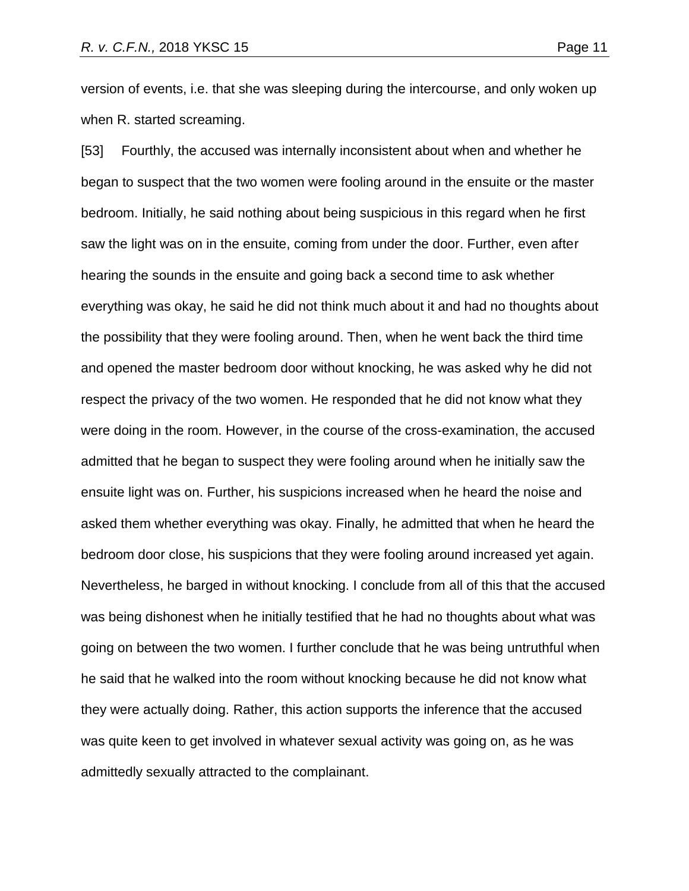version of events, i.e. that she was sleeping during the intercourse, and only woken up when R. started screaming.

[53] Fourthly, the accused was internally inconsistent about when and whether he began to suspect that the two women were fooling around in the ensuite or the master bedroom. Initially, he said nothing about being suspicious in this regard when he first saw the light was on in the ensuite, coming from under the door. Further, even after hearing the sounds in the ensuite and going back a second time to ask whether everything was okay, he said he did not think much about it and had no thoughts about the possibility that they were fooling around. Then, when he went back the third time and opened the master bedroom door without knocking, he was asked why he did not respect the privacy of the two women. He responded that he did not know what they were doing in the room. However, in the course of the cross-examination, the accused admitted that he began to suspect they were fooling around when he initially saw the ensuite light was on. Further, his suspicions increased when he heard the noise and asked them whether everything was okay. Finally, he admitted that when he heard the bedroom door close, his suspicions that they were fooling around increased yet again. Nevertheless, he barged in without knocking. I conclude from all of this that the accused was being dishonest when he initially testified that he had no thoughts about what was going on between the two women. I further conclude that he was being untruthful when he said that he walked into the room without knocking because he did not know what they were actually doing. Rather, this action supports the inference that the accused was quite keen to get involved in whatever sexual activity was going on, as he was admittedly sexually attracted to the complainant.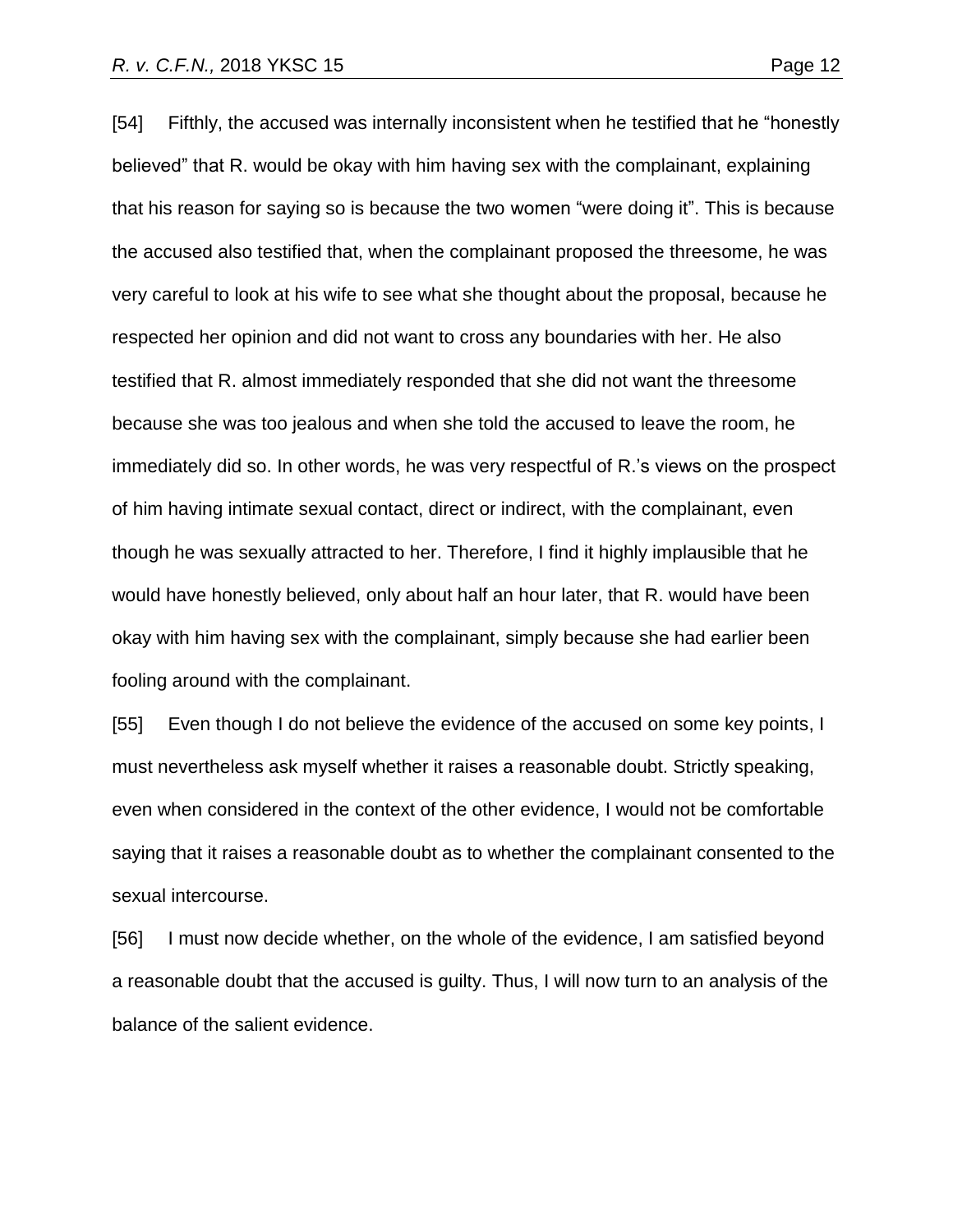[54] Fifthly, the accused was internally inconsistent when he testified that he "honestly believed" that R. would be okay with him having sex with the complainant, explaining that his reason for saying so is because the two women "were doing it". This is because the accused also testified that, when the complainant proposed the threesome, he was very careful to look at his wife to see what she thought about the proposal, because he respected her opinion and did not want to cross any boundaries with her. He also testified that R. almost immediately responded that she did not want the threesome because she was too jealous and when she told the accused to leave the room, he immediately did so. In other words, he was very respectful of R.'s views on the prospect of him having intimate sexual contact, direct or indirect, with the complainant, even though he was sexually attracted to her. Therefore, I find it highly implausible that he would have honestly believed, only about half an hour later, that R. would have been okay with him having sex with the complainant, simply because she had earlier been fooling around with the complainant.

[55] Even though I do not believe the evidence of the accused on some key points, I must nevertheless ask myself whether it raises a reasonable doubt. Strictly speaking, even when considered in the context of the other evidence, I would not be comfortable saying that it raises a reasonable doubt as to whether the complainant consented to the sexual intercourse.

[56] I must now decide whether, on the whole of the evidence, I am satisfied beyond a reasonable doubt that the accused is guilty. Thus, I will now turn to an analysis of the balance of the salient evidence.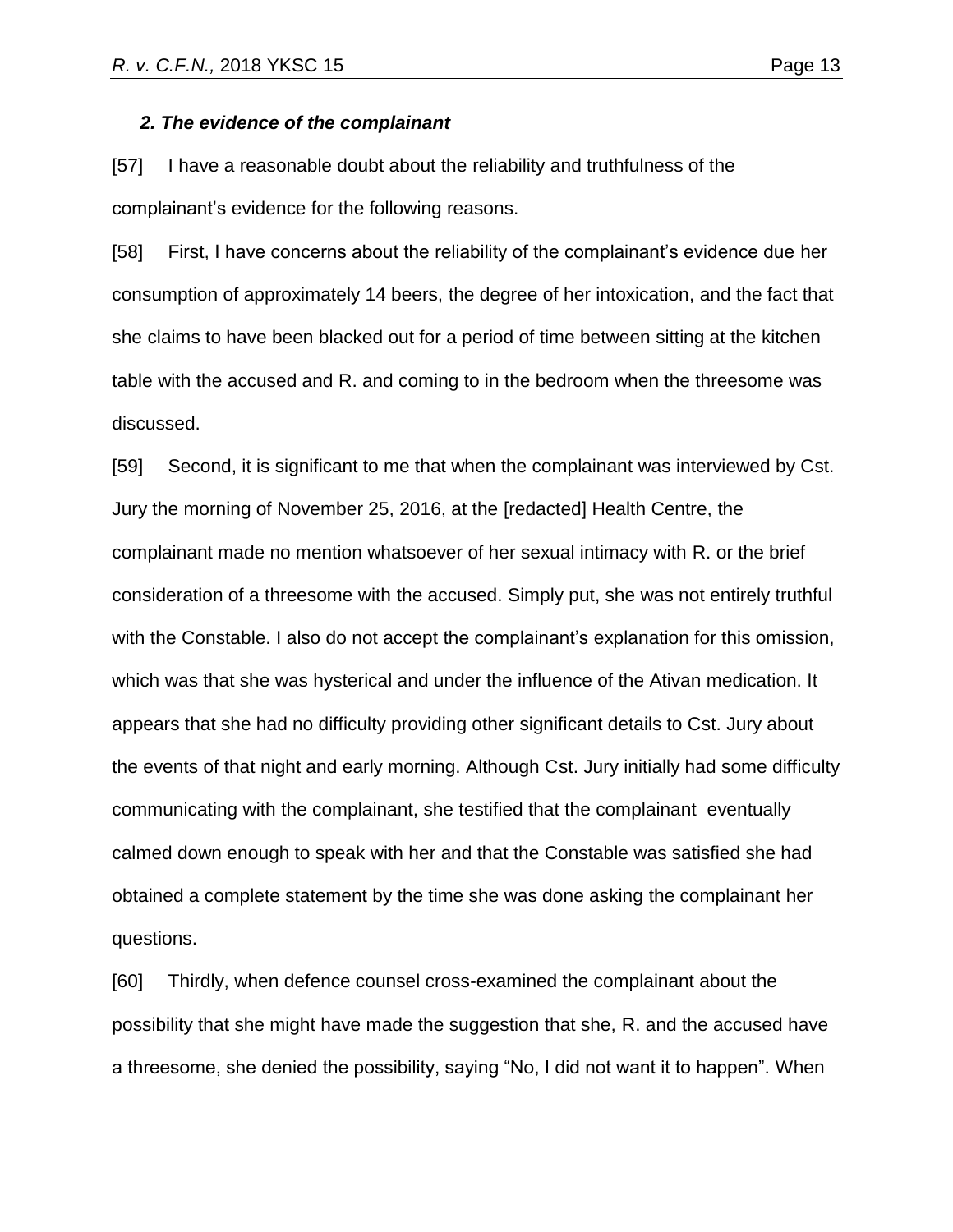### *2. The evidence of the complainant*

[57] I have a reasonable doubt about the reliability and truthfulness of the complainant's evidence for the following reasons.

[58] First, I have concerns about the reliability of the complainant's evidence due her consumption of approximately 14 beers, the degree of her intoxication, and the fact that she claims to have been blacked out for a period of time between sitting at the kitchen table with the accused and R. and coming to in the bedroom when the threesome was discussed.

[59] Second, it is significant to me that when the complainant was interviewed by Cst. Jury the morning of November 25, 2016, at the [redacted] Health Centre, the complainant made no mention whatsoever of her sexual intimacy with R. or the brief consideration of a threesome with the accused. Simply put, she was not entirely truthful with the Constable. I also do not accept the complainant's explanation for this omission, which was that she was hysterical and under the influence of the Ativan medication. It appears that she had no difficulty providing other significant details to Cst. Jury about the events of that night and early morning. Although Cst. Jury initially had some difficulty communicating with the complainant, she testified that the complainant eventually calmed down enough to speak with her and that the Constable was satisfied she had obtained a complete statement by the time she was done asking the complainant her questions.

[60] Thirdly, when defence counsel cross-examined the complainant about the possibility that she might have made the suggestion that she, R. and the accused have a threesome, she denied the possibility, saying "No, I did not want it to happen". When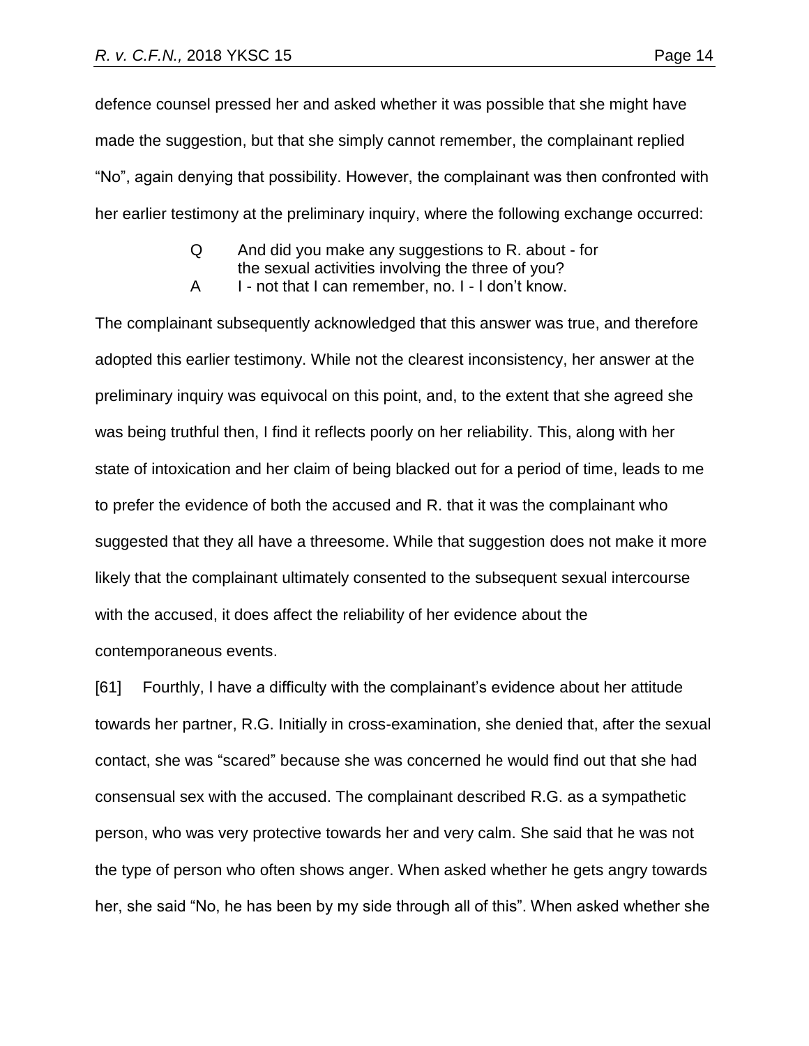defence counsel pressed her and asked whether it was possible that she might have made the suggestion, but that she simply cannot remember, the complainant replied "No", again denying that possibility. However, the complainant was then confronted with her earlier testimony at the preliminary inquiry, where the following exchange occurred:

> Q And did you make any suggestions to R. about - for the sexual activities involving the three of you?
>
> A I - not that I can remember, no. I - I don't know.

The complainant subsequently acknowledged that this answer was true, and therefore adopted this earlier testimony. While not the clearest inconsistency, her answer at the preliminary inquiry was equivocal on this point, and, to the extent that she agreed she was being truthful then, I find it reflects poorly on her reliability. This, along with her state of intoxication and her claim of being blacked out for a period of time, leads to me to prefer the evidence of both the accused and R. that it was the complainant who suggested that they all have a threesome. While that suggestion does not make it more likely that the complainant ultimately consented to the subsequent sexual intercourse with the accused, it does affect the reliability of her evidence about the contemporaneous events.

[61] Fourthly, I have a difficulty with the complainant's evidence about her attitude towards her partner, R.G. Initially in cross-examination, she denied that, after the sexual contact, she was "scared" because she was concerned he would find out that she had consensual sex with the accused. The complainant described R.G. as a sympathetic person, who was very protective towards her and very calm. She said that he was not the type of person who often shows anger. When asked whether he gets angry towards her, she said "No, he has been by my side through all of this". When asked whether she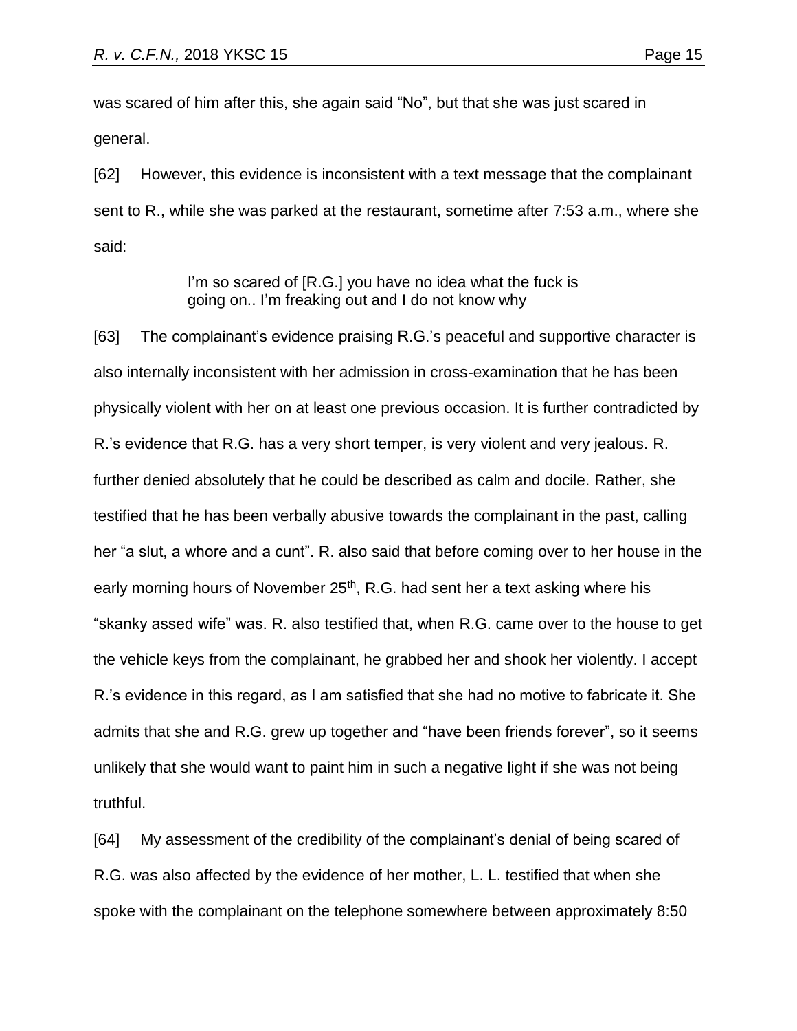was scared of him after this, she again said "No", but that she was just scared in general.

[62] However, this evidence is inconsistent with a text message that the complainant sent to R., while she was parked at the restaurant, sometime after 7:53 a.m., where she said:

> I'm so scared of [R.G.] you have no idea what the fuck is going on.. I'm freaking out and I do not know why

[63] The complainant's evidence praising R.G.'s peaceful and supportive character is also internally inconsistent with her admission in cross-examination that he has been physically violent with her on at least one previous occasion. It is further contradicted by R.'s evidence that R.G. has a very short temper, is very violent and very jealous. R. further denied absolutely that he could be described as calm and docile. Rather, she testified that he has been verbally abusive towards the complainant in the past, calling her "a slut, a whore and a cunt". R. also said that before coming over to her house in the early morning hours of November 25th, R.G. had sent her a text asking where his "skanky assed wife" was. R. also testified that, when R.G. came over to the house to get the vehicle keys from the complainant, he grabbed her and shook her violently. I accept R.'s evidence in this regard, as I am satisfied that she had no motive to fabricate it. She admits that she and R.G. grew up together and "have been friends forever", so it seems unlikely that she would want to paint him in such a negative light if she was not being truthful.

[64] My assessment of the credibility of the complainant's denial of being scared of R.G. was also affected by the evidence of her mother, L. L. testified that when she spoke with the complainant on the telephone somewhere between approximately 8:50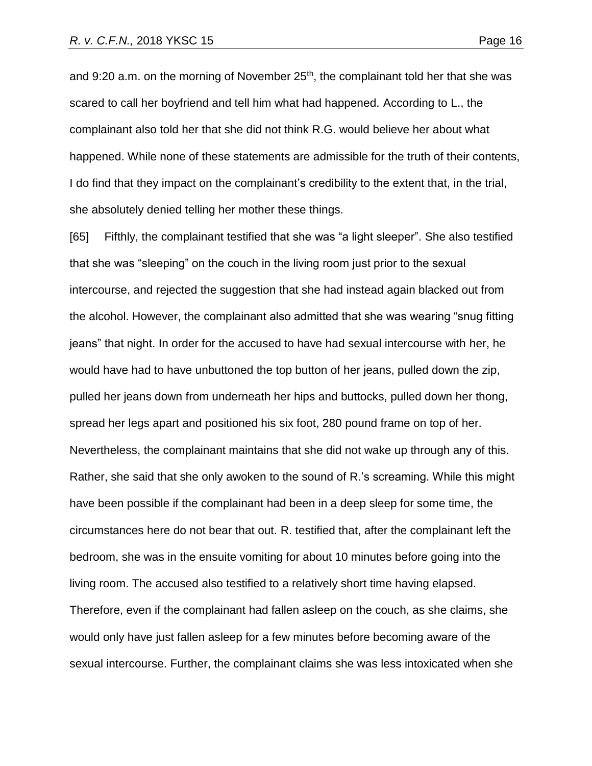and 9:20 a.m. on the morning of November 25th, the complainant told her that she was scared to call her boyfriend and tell him what had happened. According to L., the complainant also told her that she did not think R.G. would believe her about what happened. While none of these statements are admissible for the truth of their contents, I do find that they impact on the complainant's credibility to the extent that, in the trial, she absolutely denied telling her mother these things.

[65] Fifthly, the complainant testified that she was "a light sleeper". She also testified that she was "sleeping" on the couch in the living room just prior to the sexual intercourse, and rejected the suggestion that she had instead again blacked out from the alcohol. However, the complainant also admitted that she was wearing "snug fitting jeans" that night. In order for the accused to have had sexual intercourse with her, he would have had to have unbuttoned the top button of her jeans, pulled down the zip, pulled her jeans down from underneath her hips and buttocks, pulled down her thong, spread her legs apart and positioned his six foot, 280 pound frame on top of her. Nevertheless, the complainant maintains that she did not wake up through any of this. Rather, she said that she only awoken to the sound of R.'s screaming. While this might have been possible if the complainant had been in a deep sleep for some time, the circumstances here do not bear that out. R. testified that, after the complainant left the bedroom, she was in the ensuite vomiting for about 10 minutes before going into the living room. The accused also testified to a relatively short time having elapsed. Therefore, even if the complainant had fallen asleep on the couch, as she claims, she would only have just fallen asleep for a few minutes before becoming aware of the sexual intercourse. Further, the complainant claims she was less intoxicated when she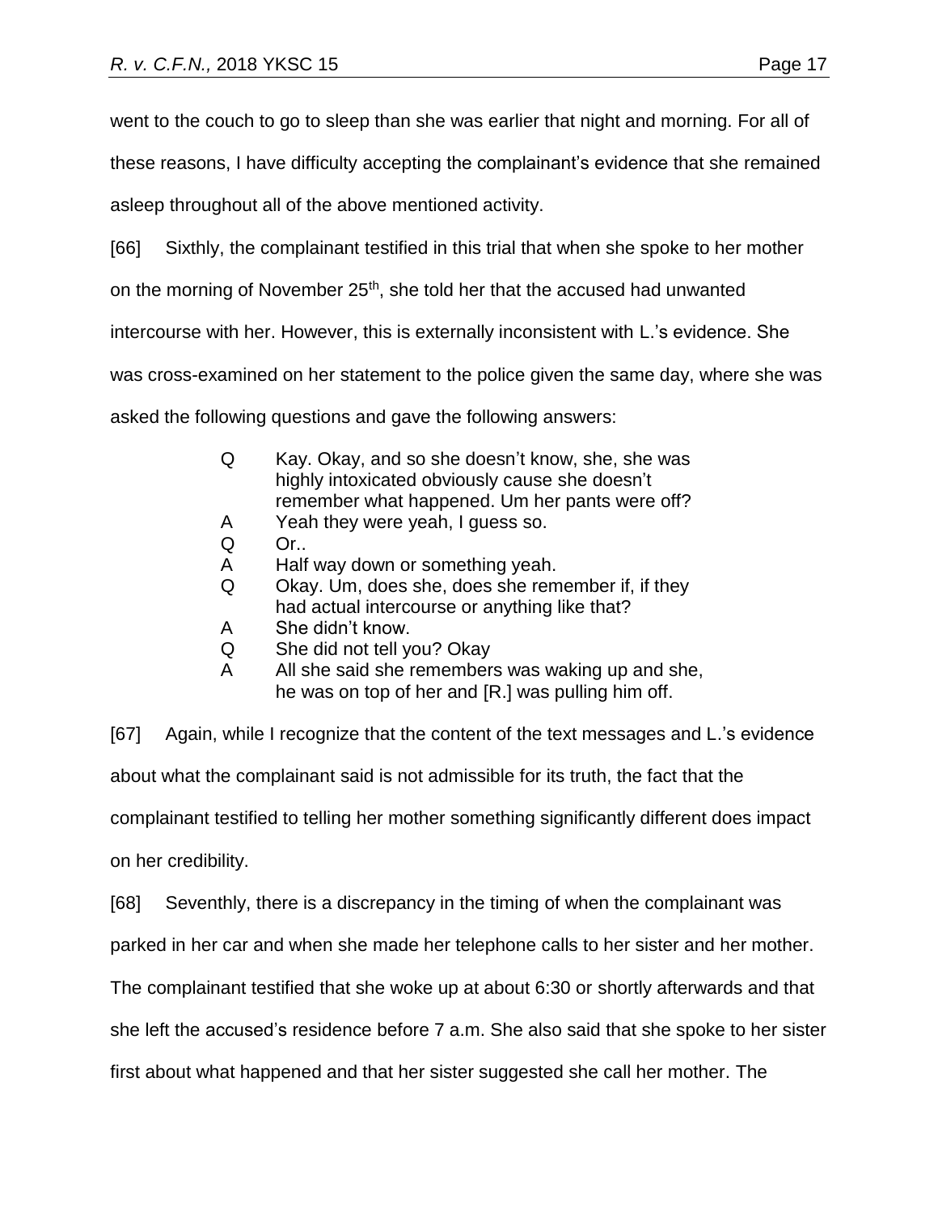went to the couch to go to sleep than she was earlier that night and morning. For all of these reasons, I have difficulty accepting the complainant's evidence that she remained asleep throughout all of the above mentioned activity.

[66] Sixthly, the complainant testified in this trial that when she spoke to her mother on the morning of November 25th, she told her that the accused had unwanted intercourse with her. However, this is externally inconsistent with L.'s evidence. She was cross-examined on her statement to the police given the same day, where she was asked the following questions and gave the following answers:

> Q Kay. Okay, and so she doesn't know, she, she was highly intoxicated obviously cause she doesn't remember what happened. Um her pants were off?
> A Yeah they were yeah, I guess so.
> Q Or..
> A Half way down or something yeah.
> Q Okay. Um, does she, does she remember if, if they had actual intercourse or anything like that?
> A She didn't know.
> Q She did not tell you? Okay
> A All she said she remembers was waking up and she, he was on top of her and [R.] was pulling him off.

[67] Again, while I recognize that the content of the text messages and L.'s evidence about what the complainant said is not admissible for its truth, the fact that the complainant testified to telling her mother something significantly different does impact on her credibility.

[68] Seventhly, there is a discrepancy in the timing of when the complainant was parked in her car and when she made her telephone calls to her sister and her mother. The complainant testified that she woke up at about 6:30 or shortly afterwards and that she left the accused's residence before 7 a.m. She also said that she spoke to her sister first about what happened and that her sister suggested she call her mother. The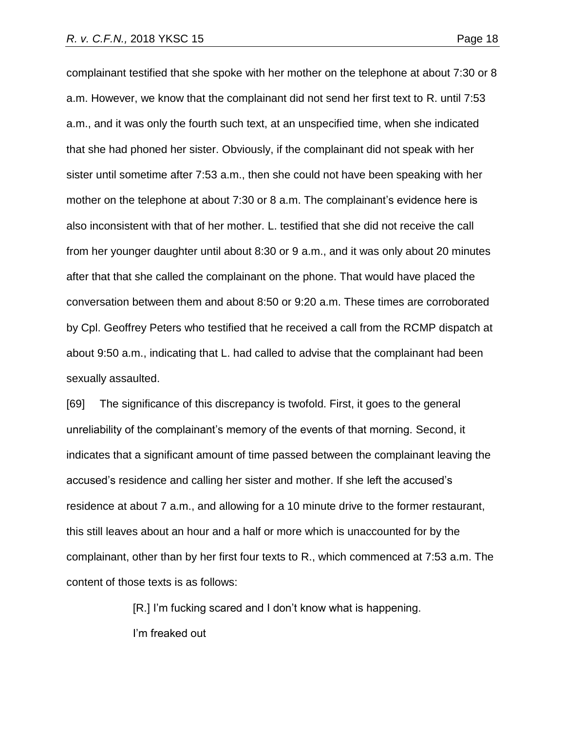complainant testified that she spoke with her mother on the telephone at about 7:30 or 8 a.m. However, we know that the complainant did not send her first text to R. until 7:53 a.m., and it was only the fourth such text, at an unspecified time, when she indicated that she had phoned her sister. Obviously, if the complainant did not speak with her sister until sometime after 7:53 a.m., then she could not have been speaking with her mother on the telephone at about 7:30 or 8 a.m. The complainant's evidence here is also inconsistent with that of her mother. L. testified that she did not receive the call from her younger daughter until about 8:30 or 9 a.m., and it was only about 20 minutes after that that she called the complainant on the phone. That would have placed the conversation between them and about 8:50 or 9:20 a.m. These times are corroborated by Cpl. Geoffrey Peters who testified that he received a call from the RCMP dispatch at about 9:50 a.m., indicating that L. had called to advise that the complainant had been sexually assaulted.

[69] The significance of this discrepancy is twofold. First, it goes to the general unreliability of the complainant's memory of the events of that morning. Second, it indicates that a significant amount of time passed between the complainant leaving the accused's residence and calling her sister and mother. If she left the accused's residence at about 7 a.m., and allowing for a 10 minute drive to the former restaurant, this still leaves about an hour and a half or more which is unaccounted for by the complainant, other than by her first four texts to R., which commenced at 7:53 a.m. The content of those texts is as follows:

> [R.] I'm fucking scared and I don't know what is happening.
>
> I'm freaked out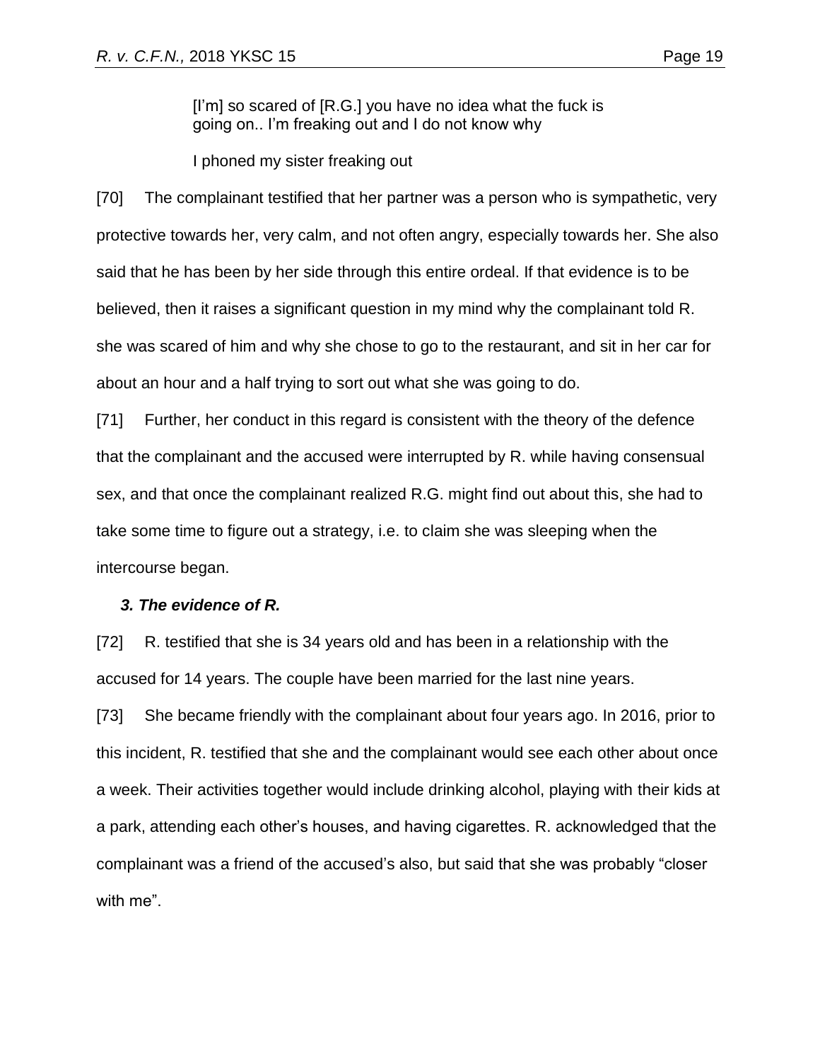> [I'm] so scared of [R.G.] you have no idea what the fuck is going on.. I'm freaking out and I do not know why
>
> I phoned my sister freaking out

[70] The complainant testified that her partner was a person who is sympathetic, very protective towards her, very calm, and not often angry, especially towards her. She also said that he has been by her side through this entire ordeal. If that evidence is to be believed, then it raises a significant question in my mind why the complainant told R. she was scared of him and why she chose to go to the restaurant, and sit in her car for about an hour and a half trying to sort out what she was going to do.

[71] Further, her conduct in this regard is consistent with the theory of the defence that the complainant and the accused were interrupted by R. while having consensual sex, and that once the complainant realized R.G. might find out about this, she had to take some time to figure out a strategy, i.e. to claim she was sleeping when the intercourse began.

### *3. The evidence of R.*

[72] R. testified that she is 34 years old and has been in a relationship with the accused for 14 years. The couple have been married for the last nine years.

[73] She became friendly with the complainant about four years ago. In 2016, prior to this incident, R. testified that she and the complainant would see each other about once a week. Their activities together would include drinking alcohol, playing with their kids at a park, attending each other's houses, and having cigarettes. R. acknowledged that the complainant was a friend of the accused's also, but said that she was probably "closer with me".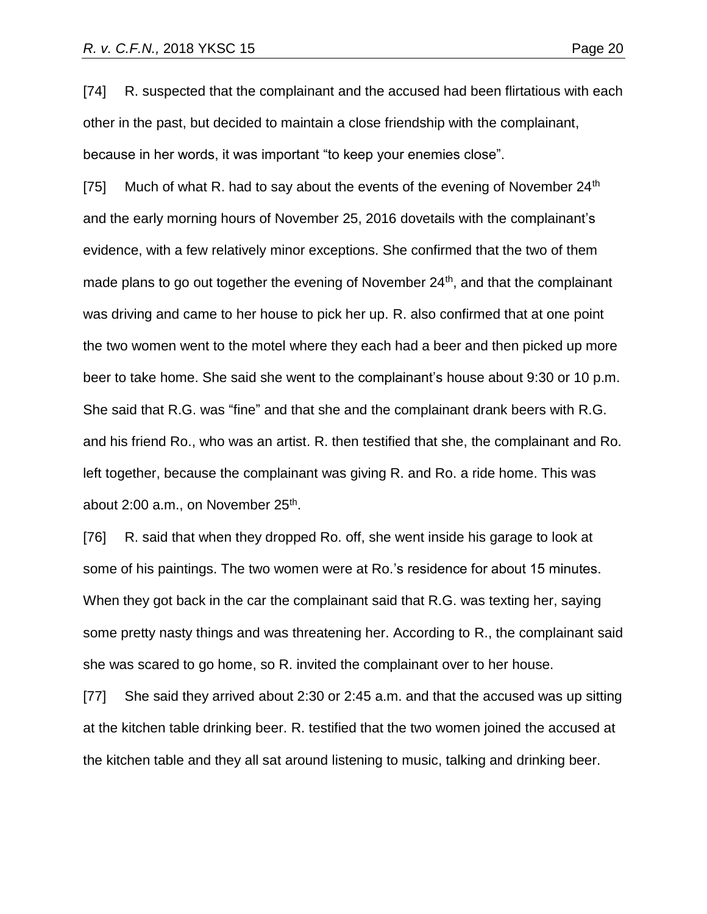[74] R. suspected that the complainant and the accused had been flirtatious with each other in the past, but decided to maintain a close friendship with the complainant, because in her words, it was important "to keep your enemies close".

[75] Much of what R. had to say about the events of the evening of November 24th and the early morning hours of November 25, 2016 dovetails with the complainant's evidence, with a few relatively minor exceptions. She confirmed that the two of them made plans to go out together the evening of November 24th, and that the complainant was driving and came to her house to pick her up. R. also confirmed that at one point the two women went to the motel where they each had a beer and then picked up more beer to take home. She said she went to the complainant's house about 9:30 or 10 p.m. She said that R.G. was "fine" and that she and the complainant drank beers with R.G. and his friend Ro., who was an artist. R. then testified that she, the complainant and Ro. left together, because the complainant was giving R. and Ro. a ride home. This was about 2:00 a.m., on November 25th.

[76] R. said that when they dropped Ro. off, she went inside his garage to look at some of his paintings. The two women were at Ro.'s residence for about 15 minutes. When they got back in the car the complainant said that R.G. was texting her, saying some pretty nasty things and was threatening her. According to R., the complainant said she was scared to go home, so R. invited the complainant over to her house.

[77] She said they arrived about 2:30 or 2:45 a.m. and that the accused was up sitting at the kitchen table drinking beer. R. testified that the two women joined the accused at the kitchen table and they all sat around listening to music, talking and drinking beer.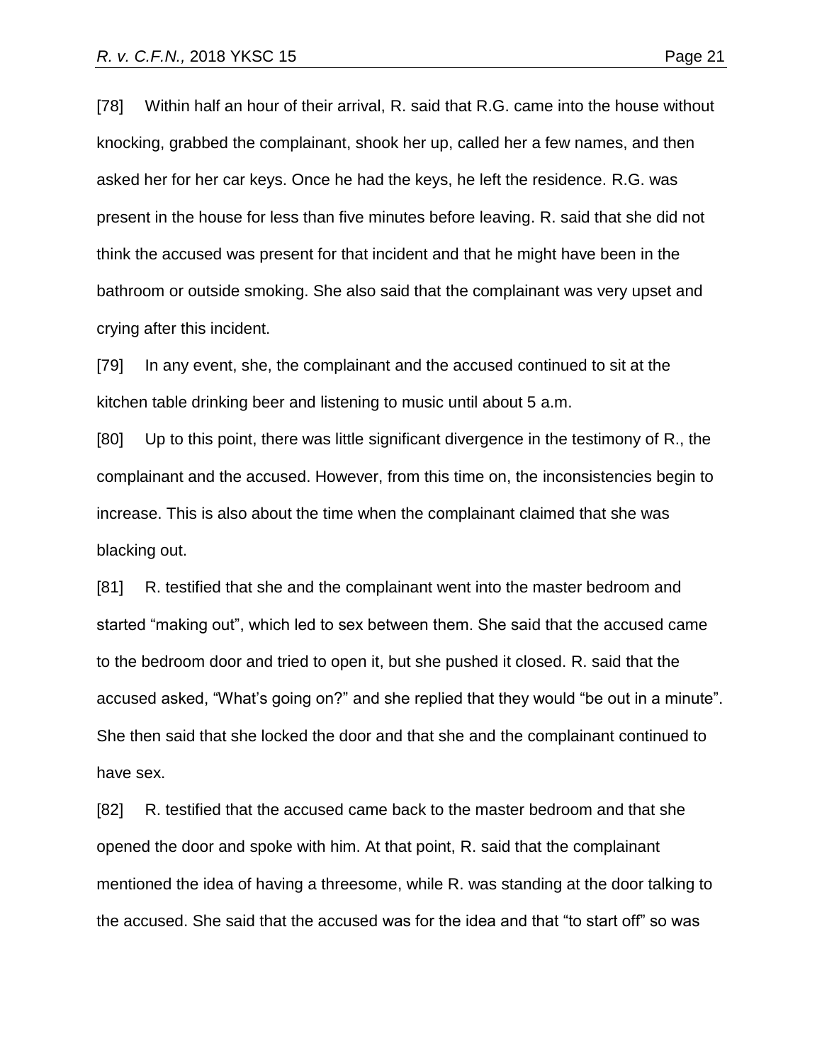[78] Within half an hour of their arrival, R. said that R.G. came into the house without knocking, grabbed the complainant, shook her up, called her a few names, and then asked her for her car keys. Once he had the keys, he left the residence. R.G. was present in the house for less than five minutes before leaving. R. said that she did not think the accused was present for that incident and that he might have been in the bathroom or outside smoking. She also said that the complainant was very upset and crying after this incident.

[79] In any event, she, the complainant and the accused continued to sit at the kitchen table drinking beer and listening to music until about 5 a.m.

[80] Up to this point, there was little significant divergence in the testimony of R., the complainant and the accused. However, from this time on, the inconsistencies begin to increase. This is also about the time when the complainant claimed that she was blacking out.

[81] R. testified that she and the complainant went into the master bedroom and started "making out", which led to sex between them. She said that the accused came to the bedroom door and tried to open it, but she pushed it closed. R. said that the accused asked, "What's going on?" and she replied that they would "be out in a minute". She then said that she locked the door and that she and the complainant continued to have sex.

[82] R. testified that the accused came back to the master bedroom and that she opened the door and spoke with him. At that point, R. said that the complainant mentioned the idea of having a threesome, while R. was standing at the door talking to the accused. She said that the accused was for the idea and that "to start off" so was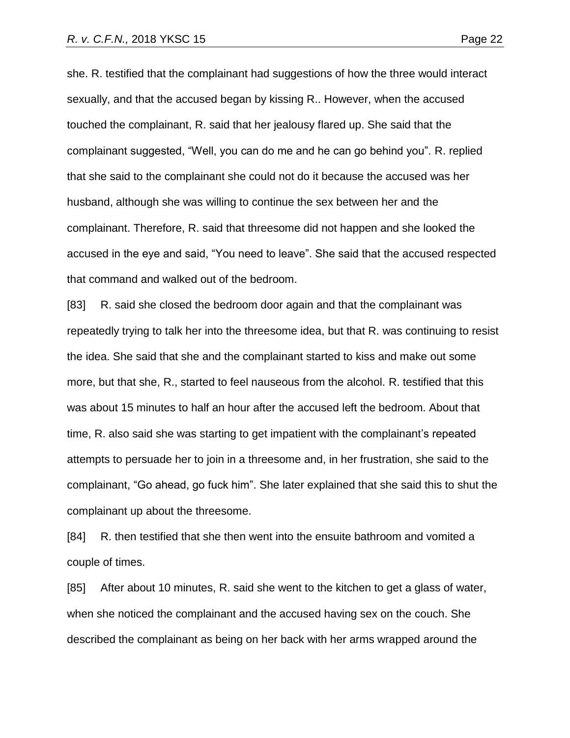she. R. testified that the complainant had suggestions of how the three would interact sexually, and that the accused began by kissing R.. However, when the accused touched the complainant, R. said that her jealousy flared up. She said that the complainant suggested, "Well, you can do me and he can go behind you". R. replied that she said to the complainant she could not do it because the accused was her husband, although she was willing to continue the sex between her and the complainant. Therefore, R. said that threesome did not happen and she looked the accused in the eye and said, "You need to leave". She said that the accused respected that command and walked out of the bedroom.

[83] R. said she closed the bedroom door again and that the complainant was repeatedly trying to talk her into the threesome idea, but that R. was continuing to resist the idea. She said that she and the complainant started to kiss and make out some more, but that she, R., started to feel nauseous from the alcohol. R. testified that this was about 15 minutes to half an hour after the accused left the bedroom. About that time, R. also said she was starting to get impatient with the complainant's repeated attempts to persuade her to join in a threesome and, in her frustration, she said to the complainant, "Go ahead, go fuck him". She later explained that she said this to shut the complainant up about the threesome.

[84] R. then testified that she then went into the ensuite bathroom and vomited a couple of times.

[85] After about 10 minutes, R. said she went to the kitchen to get a glass of water, when she noticed the complainant and the accused having sex on the couch. She described the complainant as being on her back with her arms wrapped around the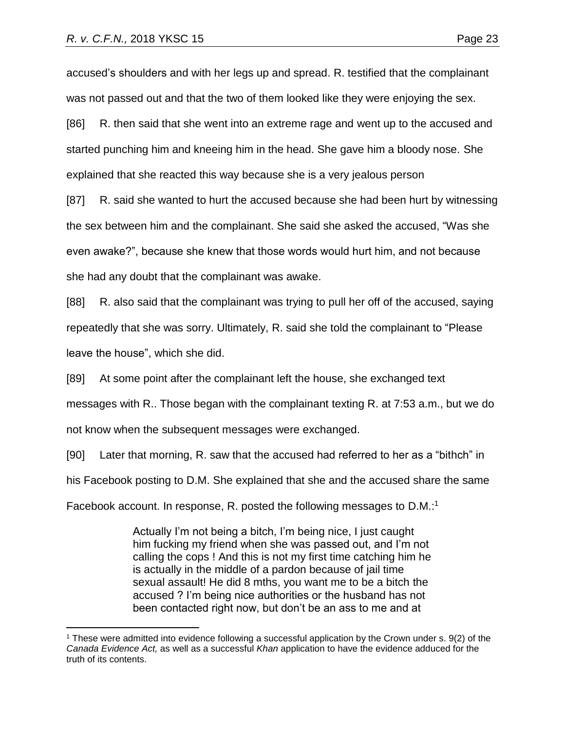accused's shoulders and with her legs up and spread. R. testified that the complainant was not passed out and that the two of them looked like they were enjoying the sex.

[86] R. then said that she went into an extreme rage and went up to the accused and started punching him and kneeing him in the head. She gave him a bloody nose. She explained that she reacted this way because she is a very jealous person

[87] R. said she wanted to hurt the accused because she had been hurt by witnessing the sex between him and the complainant. She said she asked the accused, "Was she even awake?", because she knew that those words would hurt him, and not because she had any doubt that the complainant was awake.

[88] R. also said that the complainant was trying to pull her off of the accused, saying repeatedly that she was sorry. Ultimately, R. said she told the complainant to "Please leave the house", which she did.

[89] At some point after the complainant left the house, she exchanged text messages with R.. Those began with the complainant texting R. at 7:53 a.m., but we do not know when the subsequent messages were exchanged.

[90] Later that morning, R. saw that the accused had referred to her as a "bithch" in his Facebook posting to D.M. She explained that she and the accused share the same Facebook account. In response, R. posted the following messages to D.M.:[1]

> Actually I'm not being a bitch, I'm being nice, I just caught him fucking my friend when she was passed out, and I'm not calling the cops ! And this is not my first time catching him he is actually in the middle of a pardon because of jail time sexual assault! He did 8 mths, you want me to be a bitch the accused ? I'm being nice authorities or the husband has not been contacted right now, but don't be an ass to me and at

---

[1] These were admitted into evidence following a successful application by the Crown under s. 9(2) of the *Canada Evidence Act,* as well as a successful *Khan* application to have the evidence adduced for the truth of its contents.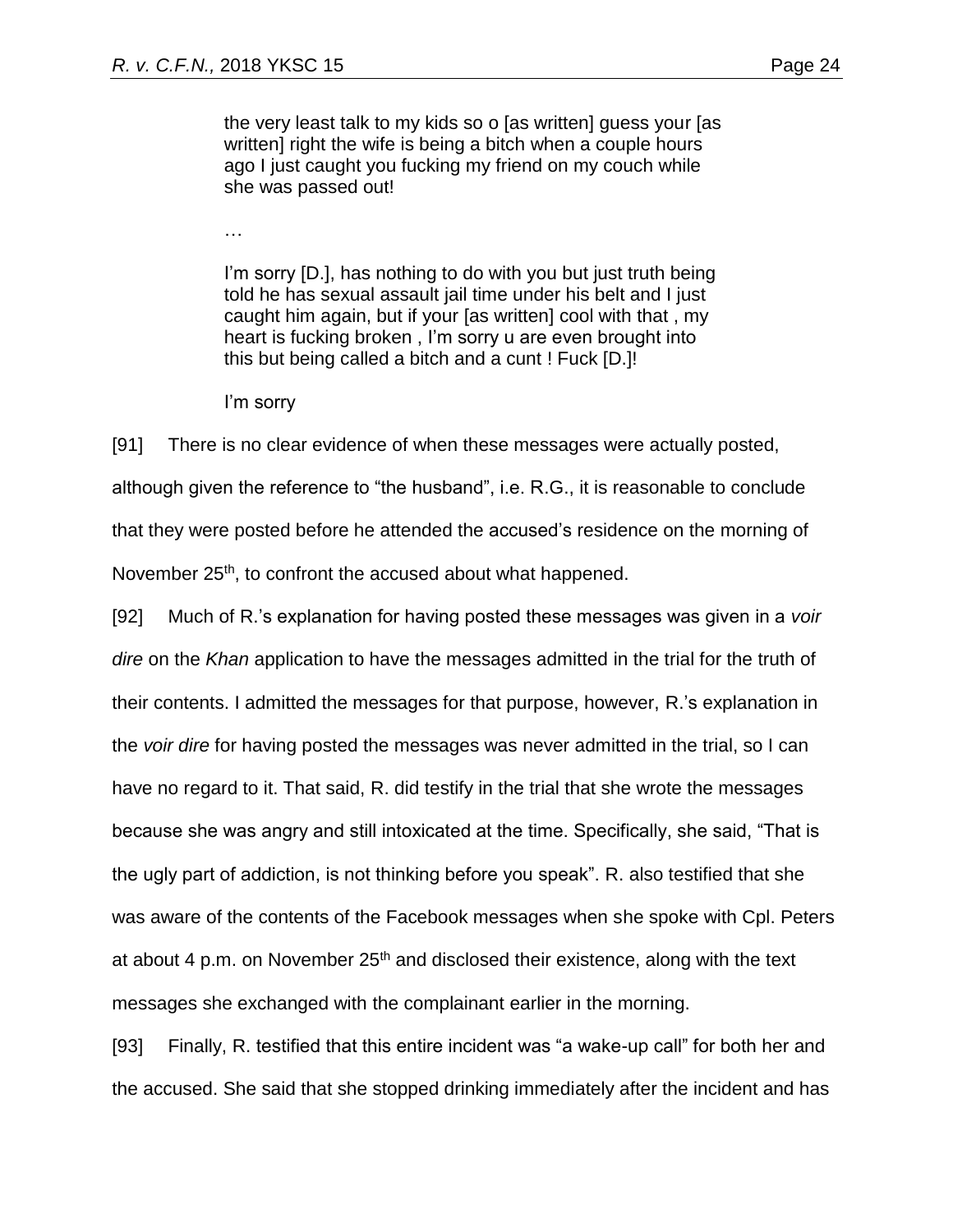> the very least talk to my kids so o [as written] guess your [as written] right the wife is being a bitch when a couple hours ago I just caught you fucking my friend on my couch while she was passed out!
>
> …
>
> I'm sorry [D.], has nothing to do with you but just truth being told he has sexual assault jail time under his belt and I just caught him again, but if your [as written] cool with that , my heart is fucking broken , I'm sorry u are even brought into this but being called a bitch and a cunt ! Fuck [D.]!
>
> I'm sorry

[91] There is no clear evidence of when these messages were actually posted, although given the reference to "the husband", i.e. R.G., it is reasonable to conclude that they were posted before he attended the accused's residence on the morning of November 25th, to confront the accused about what happened.

[92] Much of R.'s explanation for having posted these messages was given in a *voir dire* on the *Khan* application to have the messages admitted in the trial for the truth of their contents. I admitted the messages for that purpose, however, R.'s explanation in the *voir dire* for having posted the messages was never admitted in the trial, so I can have no regard to it. That said, R. did testify in the trial that she wrote the messages because she was angry and still intoxicated at the time. Specifically, she said, "That is the ugly part of addiction, is not thinking before you speak". R. also testified that she was aware of the contents of the Facebook messages when she spoke with Cpl. Peters at about 4 p.m. on November 25th and disclosed their existence, along with the text messages she exchanged with the complainant earlier in the morning.

[93] Finally, R. testified that this entire incident was "a wake-up call" for both her and the accused. She said that she stopped drinking immediately after the incident and has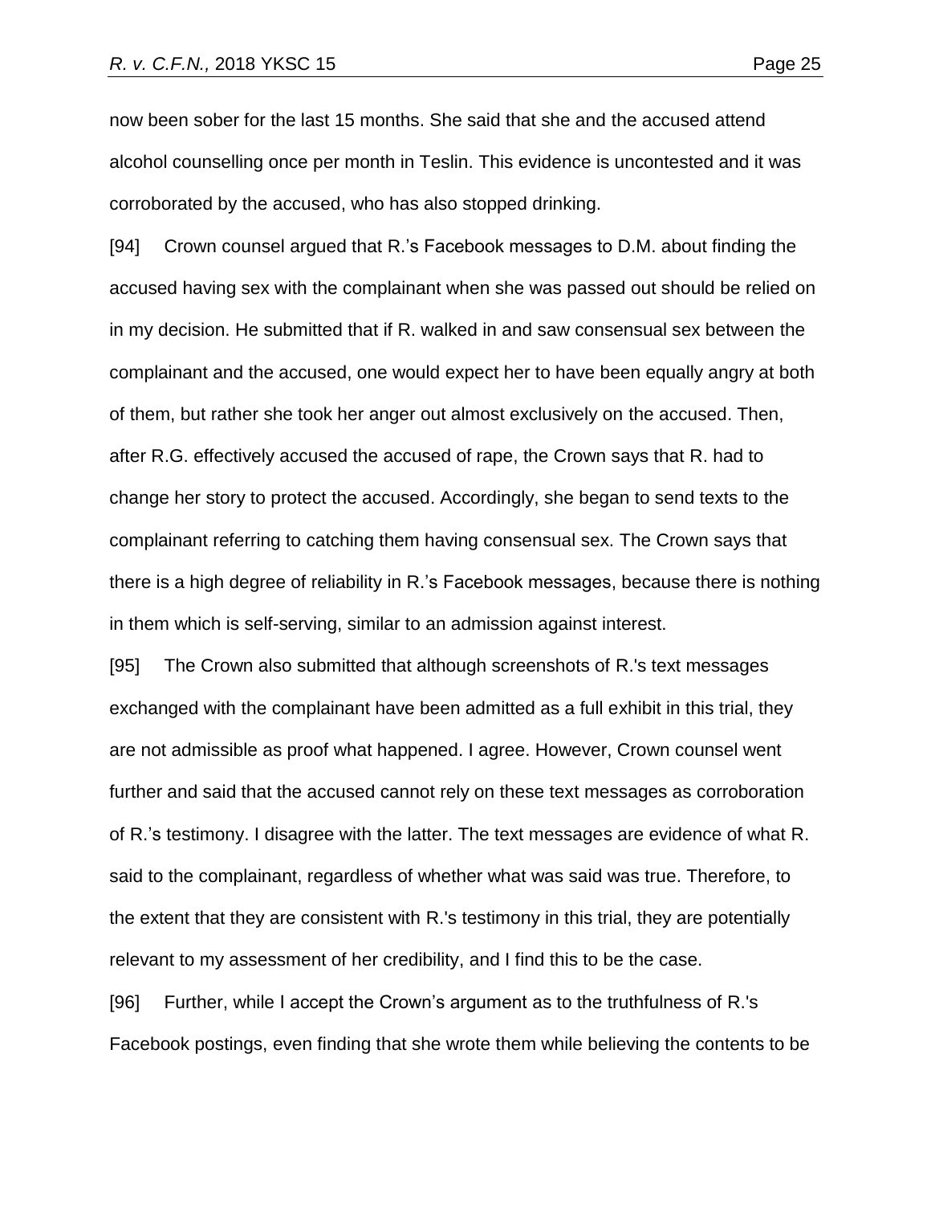now been sober for the last 15 months. She said that she and the accused attend alcohol counselling once per month in Teslin. This evidence is uncontested and it was corroborated by the accused, who has also stopped drinking.

[94] Crown counsel argued that R.'s Facebook messages to D.M. about finding the accused having sex with the complainant when she was passed out should be relied on in my decision. He submitted that if R. walked in and saw consensual sex between the complainant and the accused, one would expect her to have been equally angry at both of them, but rather she took her anger out almost exclusively on the accused. Then, after R.G. effectively accused the accused of rape, the Crown says that R. had to change her story to protect the accused. Accordingly, she began to send texts to the complainant referring to catching them having consensual sex. The Crown says that there is a high degree of reliability in R.'s Facebook messages, because there is nothing in them which is self-serving, similar to an admission against interest.

[95] The Crown also submitted that although screenshots of R.'s text messages exchanged with the complainant have been admitted as a full exhibit in this trial, they are not admissible as proof what happened. I agree. However, Crown counsel went further and said that the accused cannot rely on these text messages as corroboration of R.'s testimony. I disagree with the latter. The text messages are evidence of what R. said to the complainant, regardless of whether what was said was true. Therefore, to the extent that they are consistent with R.'s testimony in this trial, they are potentially relevant to my assessment of her credibility, and I find this to be the case.

[96] Further, while I accept the Crown's argument as to the truthfulness of R.'s Facebook postings, even finding that she wrote them while believing the contents to be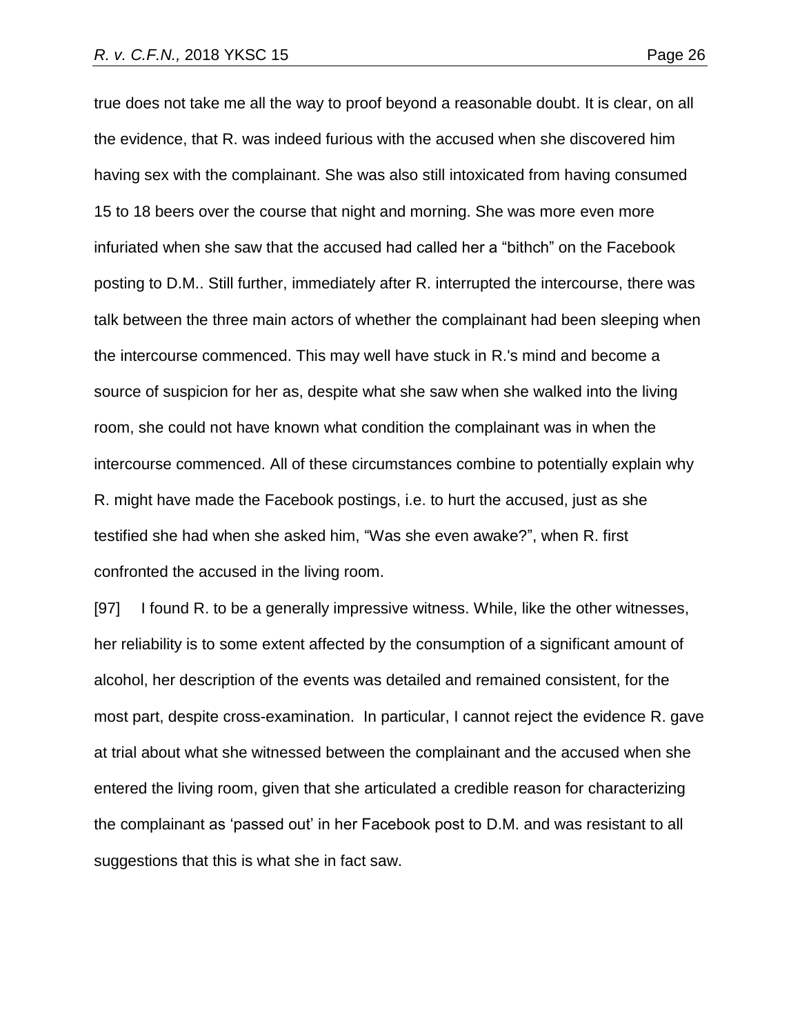true does not take me all the way to proof beyond a reasonable doubt. It is clear, on all the evidence, that R. was indeed furious with the accused when she discovered him having sex with the complainant. She was also still intoxicated from having consumed 15 to 18 beers over the course that night and morning. She was more even more infuriated when she saw that the accused had called her a "bithch" on the Facebook posting to D.M.. Still further, immediately after R. interrupted the intercourse, there was talk between the three main actors of whether the complainant had been sleeping when the intercourse commenced. This may well have stuck in R.'s mind and become a source of suspicion for her as, despite what she saw when she walked into the living room, she could not have known what condition the complainant was in when the intercourse commenced. All of these circumstances combine to potentially explain why R. might have made the Facebook postings, i.e. to hurt the accused, just as she testified she had when she asked him, "Was she even awake?", when R. first confronted the accused in the living room.

[97] I found R. to be a generally impressive witness. While, like the other witnesses, her reliability is to some extent affected by the consumption of a significant amount of alcohol, her description of the events was detailed and remained consistent, for the most part, despite cross-examination. In particular, I cannot reject the evidence R. gave at trial about what she witnessed between the complainant and the accused when she entered the living room, given that she articulated a credible reason for characterizing the complainant as 'passed out' in her Facebook post to D.M. and was resistant to all suggestions that this is what she in fact saw.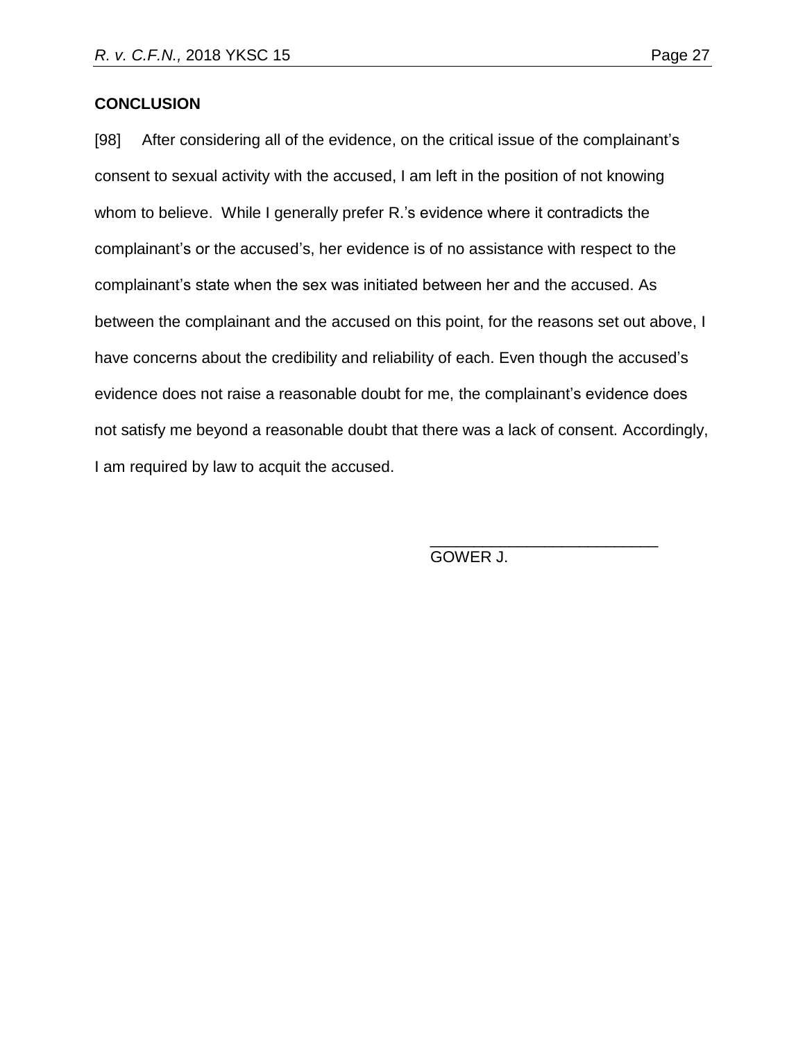**CONCLUSION**

[98] After considering all of the evidence, on the critical issue of the complainant's consent to sexual activity with the accused, I am left in the position of not knowing whom to believe. While I generally prefer R.'s evidence where it contradicts the complainant's or the accused's, her evidence is of no assistance with respect to the complainant's state when the sex was initiated between her and the accused. As between the complainant and the accused on this point, for the reasons set out above, I have concerns about the credibility and reliability of each. Even though the accused's evidence does not raise a reasonable doubt for me, the complainant's evidence does not satisfy me beyond a reasonable doubt that there was a lack of consent. Accordingly, I am required by law to acquit the accused.

GOWER J.